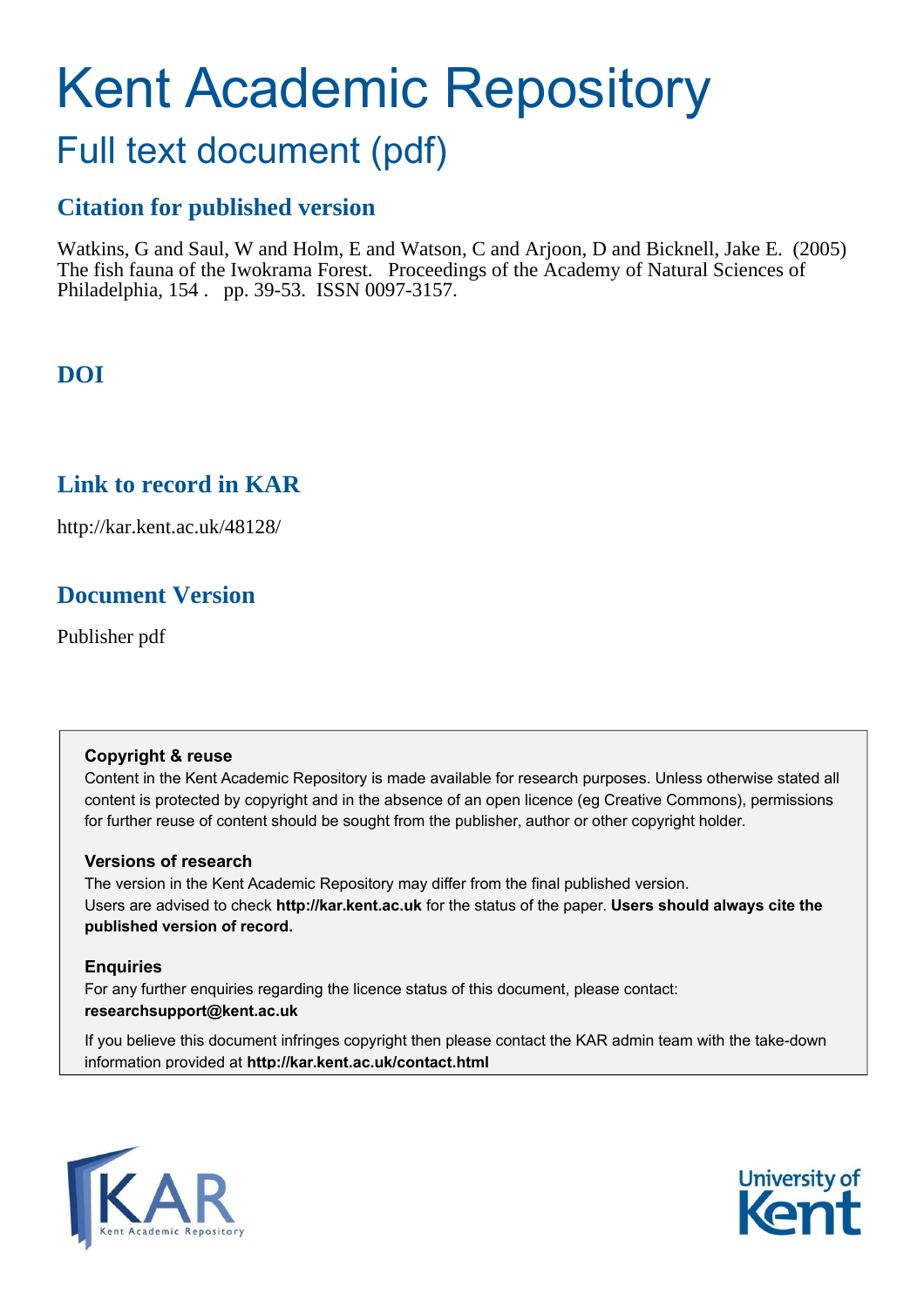# Kent Academic Repository

## Full text document (pdf)

### Citation for published version

Watkins, G and Saul, W and Holm, E and Watson, C and Arjoon, D and Bicknell, Jake E. (2005) The fish fauna of the Iwokrama Forest. Proceedings of the Academy of Natural Sciences of Philadelphia, 154 . pp. 39-53. ISSN 0097-3157.

### DOI

### Link to record in KAR

http://kar.kent.ac.uk/48128/

### Document Version

Publisher pdf

**Copyright & reuse**

Content in the Kent Academic Repository is made available for research purposes. Unless otherwise stated all content is protected by copyright and in the absence of an open licence (eg Creative Commons), permissions for further reuse of content should be sought from the publisher, author or other copyright holder.

**Versions of research**

The version in the Kent Academic Repository may differ from the final published version. Users are advised to check **http://kar.kent.ac.uk** for the status of the paper. **Users should always cite the published version of record.**

**Enquiries**

For any further enquiries regarding the licence status of this document, please contact: **researchsupport@kent.ac.uk**

If you believe this document infringes copyright then please contact the KAR admin team with the take-down information provided at **http://kar.kent.ac.uk/contact.html**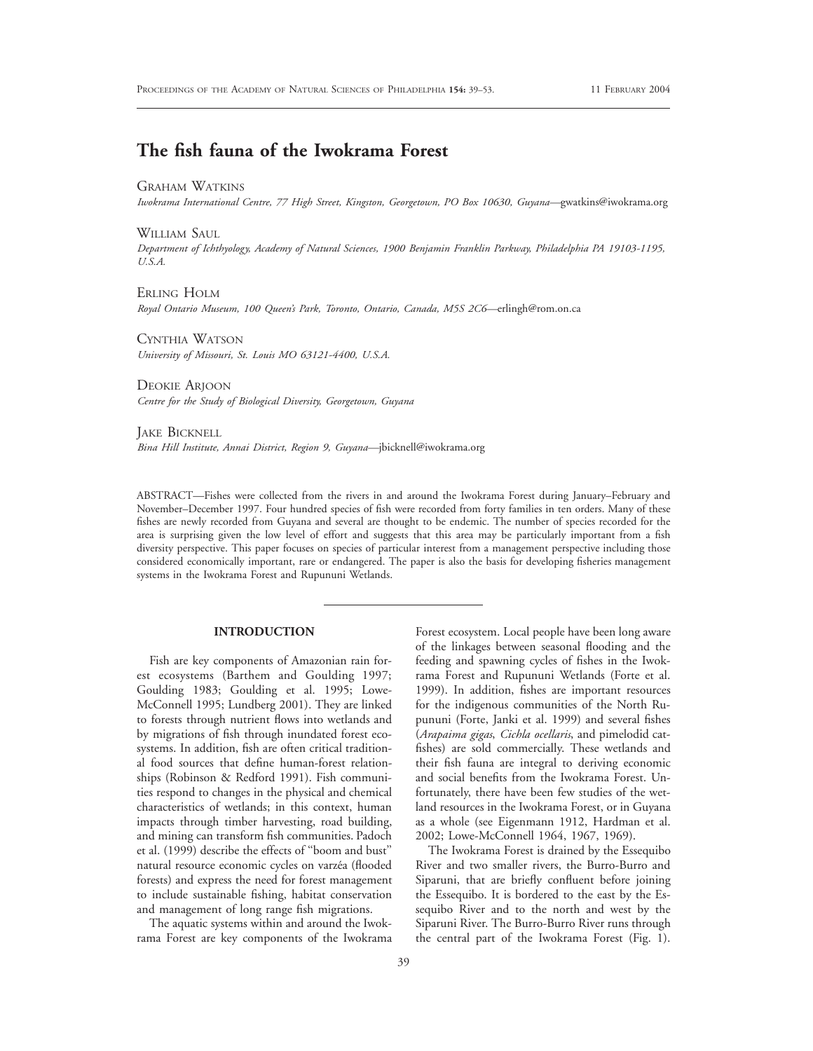# The fish fauna of the Iwokrama Forest

GRAHAM WATKINS

*Iwokrama International Centre, 77 High Street, Kingston, Georgetown, PO Box 10630, Guyana*—gwatkins@iwokrama.org

WILLIAM SAUL

*Department of Ichthyology, Academy of Natural Sciences, 1900 Benjamin Franklin Parkway, Philadelphia PA 19103-1195, U.S.A.*

ERLING HOLM

*Royal Ontario Museum, 100 Queen's Park, Toronto, Ontario, Canada, M5S 2C6*—erlingh@rom.on.ca

CYNTHIA WATSON

*University of Missouri, St. Louis MO 63121-4400, U.S.A.*

DEOKIE ARJOON

*Centre for the Study of Biological Diversity, Georgetown, Guyana*

JAKE BICKNELL

*Bina Hill Institute, Annai District, Region 9, Guyana*—jbicknell@iwokrama.org

ABSTRACT—Fishes were collected from the rivers in and around the Iwokrama Forest during January–February and November–December 1997. Four hundred species of fish were recorded from forty families in ten orders. Many of these fishes are newly recorded from Guyana and several are thought to be endemic. The number of species recorded for the area is surprising given the low level of effort and suggests that this area may be particularly important from a fish diversity perspective. This paper focuses on species of particular interest from a management perspective including those considered economically important, rare or endangered. The paper is also the basis for developing fisheries management systems in the Iwokrama Forest and Rupununi Wetlands.

## INTRODUCTION

Fish are key components of Amazonian rain forest ecosystems (Barthem and Goulding 1997; Goulding 1983; Goulding et al. 1995; Lowe-McConnell 1995; Lundberg 2001). They are linked to forests through nutrient flows into wetlands and by migrations of fish through inundated forest ecosystems. In addition, fish are often critical traditional food sources that define human-forest relationships (Robinson & Redford 1991). Fish communities respond to changes in the physical and chemical characteristics of wetlands; in this context, human impacts through timber harvesting, road building, and mining can transform fish communities. Padoch et al. (1999) describe the effects of "boom and bust" natural resource economic cycles on varzéa (flooded forests) and express the need for forest management to include sustainable fishing, habitat conservation and management of long range fish migrations.

The aquatic systems within and around the Iwokrama Forest are key components of the Iwokrama Forest ecosystem. Local people have been long aware of the linkages between seasonal flooding and the feeding and spawning cycles of fishes in the Iwokrama Forest and Rupununi Wetlands (Forte et al. 1999). In addition, fishes are important resources for the indigenous communities of the North Rupununi (Forte, Janki et al. 1999) and several fishes (*Arapaima gigas*, *Cichla ocellaris*, and pimelodid catfishes) are sold commercially. These wetlands and their fish fauna are integral to deriving economic and social benefits from the Iwokrama Forest. Unfortunately, there have been few studies of the wetland resources in the Iwokrama Forest, or in Guyana as a whole (see Eigenmann 1912, Hardman et al. 2002; Lowe-McConnell 1964, 1967, 1969).

The Iwokrama Forest is drained by the Essequibo River and two smaller rivers, the Burro-Burro and Siparuni, that are briefly confluent before joining the Essequibo. It is bordered to the east by the Essequibo River and to the north and west by the Siparuni River. The Burro-Burro River runs through the central part of the Iwokrama Forest (Fig. 1).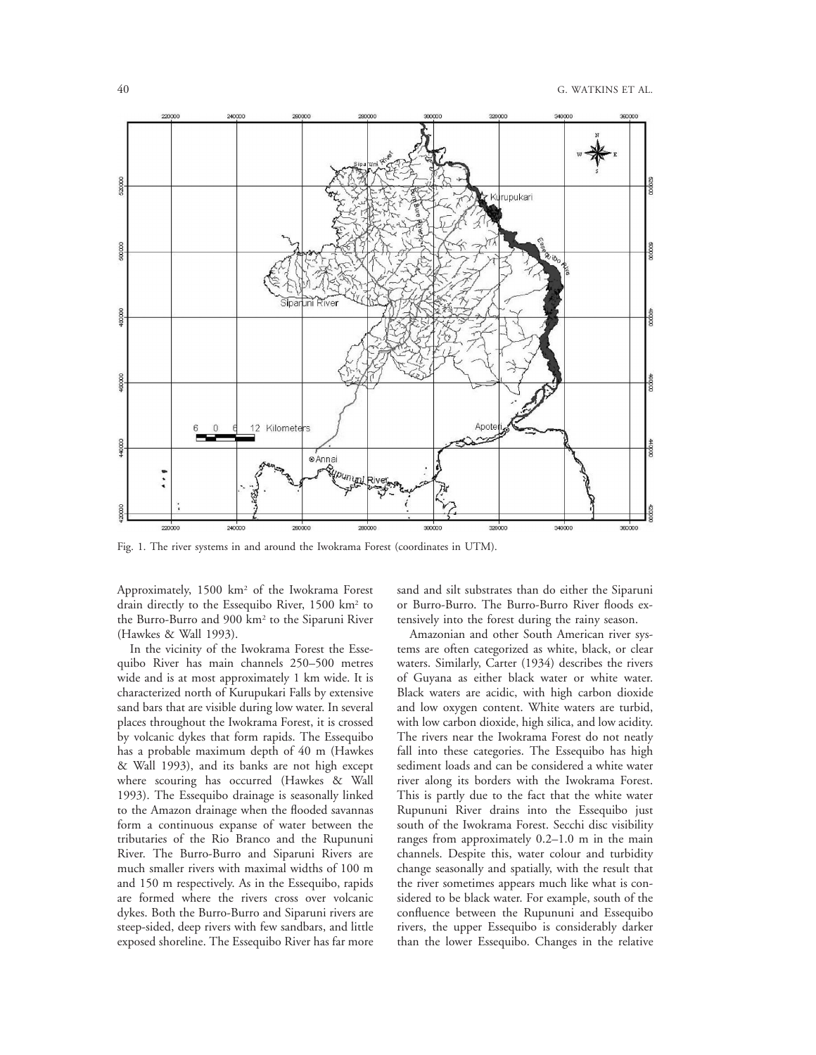Fig. 1. The river systems in and around the Iwokrama Forest (coordinates in UTM).

Approximately, 1500 km² of the Iwokrama Forest drain directly to the Essequibo River, 1500 km² to the Burro-Burro and 900 km² to the Siparuni River (Hawkes & Wall 1993).

In the vicinity of the Iwokrama Forest the Essequibo River has main channels 250–500 metres wide and is at most approximately 1 km wide. It is characterized north of Kurupukari Falls by extensive sand bars that are visible during low water. In several places throughout the Iwokrama Forest, it is crossed by volcanic dykes that form rapids. The Essequibo has a probable maximum depth of 40 m (Hawkes & Wall 1993), and its banks are not high except where scouring has occurred (Hawkes & Wall 1993). The Essequibo drainage is seasonally linked to the Amazon drainage when the flooded savannas form a continuous expanse of water between the tributaries of the Rio Branco and the Rupununi River. The Burro-Burro and Siparuni Rivers are much smaller rivers with maximal widths of 100 m and 150 m respectively. As in the Essequibo, rapids are formed where the rivers cross over volcanic dykes. Both the Burro-Burro and Siparuni rivers are steep-sided, deep rivers with few sandbars, and little exposed shoreline. The Essequibo River has far more sand and silt substrates than do either the Siparuni or Burro-Burro. The Burro-Burro River floods extensively into the forest during the rainy season.

Amazonian and other South American river systems are often categorized as white, black, or clear waters. Similarly, Carter (1934) describes the rivers of Guyana as either black water or white water. Black waters are acidic, with high carbon dioxide and low oxygen content. White waters are turbid, with low carbon dioxide, high silica, and low acidity. The rivers near the Iwokrama Forest do not neatly fall into these categories. The Essequibo has high sediment loads and can be considered a white water river along its borders with the Iwokrama Forest. This is partly due to the fact that the white water Rupununi River drains into the Essequibo just south of the Iwokrama Forest. Secchi disc visibility ranges from approximately 0.2–1.0 m in the main channels. Despite this, water colour and turbidity change seasonally and spatially, with the result that the river sometimes appears much like what is considered to be black water. For example, south of the confluence between the Rupununi and Essequibo rivers, the upper Essequibo is considerably darker than the lower Essequibo. Changes in the relative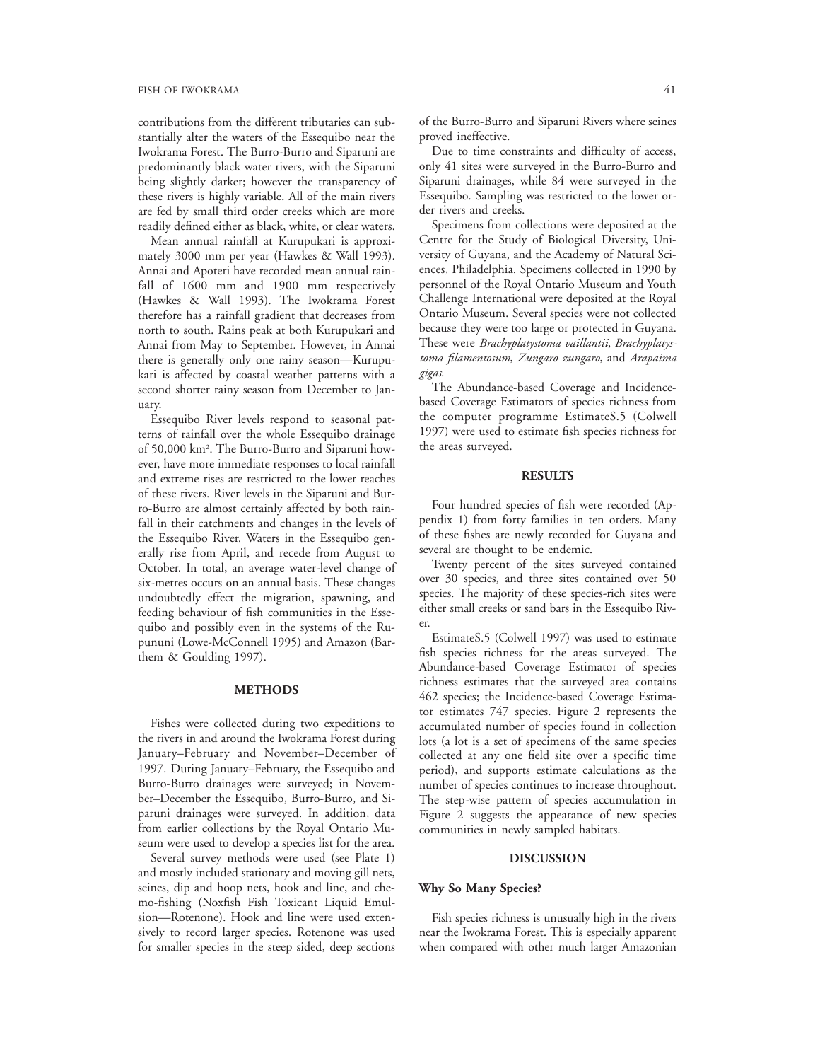contributions from the different tributaries can substantially alter the waters of the Essequibo near the Iwokrama Forest. The Burro-Burro and Siparuni are predominantly black water rivers, with the Siparuni being slightly darker; however the transparency of these rivers is highly variable. All of the main rivers are fed by small third order creeks which are more readily defined either as black, white, or clear waters.

Mean annual rainfall at Kurupukari is approximately 3000 mm per year (Hawkes & Wall 1993). Annai and Apoteri have recorded mean annual rainfall of 1600 mm and 1900 mm respectively (Hawkes & Wall 1993). The Iwokrama Forest therefore has a rainfall gradient that decreases from north to south. Rains peak at both Kurupukari and Annai from May to September. However, in Annai there is generally only one rainy season—Kurupukari is affected by coastal weather patterns with a second shorter rainy season from December to January.

Essequibo River levels respond to seasonal patterns of rainfall over the whole Essequibo drainage of 50,000 km$^2$. The Burro-Burro and Siparuni however, have more immediate responses to local rainfall and extreme rises are restricted to the lower reaches of these rivers. River levels in the Siparuni and Burro-Burro are almost certainly affected by both rainfall in their catchments and changes in the levels of the Essequibo River. Waters in the Essequibo generally rise from April, and recede from August to October. In total, an average water-level change of six-metres occurs on an annual basis. These changes undoubtedly effect the migration, spawning, and feeding behaviour of fish communities in the Essequibo and possibly even in the systems of the Rupununi (Lowe-McConnell 1995) and Amazon (Barthem & Goulding 1997).

## METHODS

Fishes were collected during two expeditions to the rivers in and around the Iwokrama Forest during January–February and November–December of 1997. During January–February, the Essequibo and Burro-Burro drainages were surveyed; in November–December the Essequibo, Burro-Burro, and Siparuni drainages were surveyed. In addition, data from earlier collections by the Royal Ontario Museum were used to develop a species list for the area.

Several survey methods were used (see Plate 1) and mostly included stationary and moving gill nets, seines, dip and hoop nets, hook and line, and chemo-fishing (Noxfish Fish Toxicant Liquid Emulsion—Rotenone). Hook and line were used extensively to record larger species. Rotenone was used for smaller species in the steep sided, deep sections of the Burro-Burro and Siparuni Rivers where seines proved ineffective.

Due to time constraints and difficulty of access, only 41 sites were surveyed in the Burro-Burro and Siparuni drainages, while 84 were surveyed in the Essequibo. Sampling was restricted to the lower order rivers and creeks.

Specimens from collections were deposited at the Centre for the Study of Biological Diversity, University of Guyana, and the Academy of Natural Sciences, Philadelphia. Specimens collected in 1990 by personnel of the Royal Ontario Museum and Youth Challenge International were deposited at the Royal Ontario Museum. Several species were not collected because they were too large or protected in Guyana. These were *Brachyplatystoma vaillantii*, *Brachyplatystoma filamentosum*, *Zungaro zungaro*, and *Arapaima gigas*.

The Abundance-based Coverage and Incidence-based Coverage Estimators of species richness from the computer programme EstimateS.5 (Colwell 1997) were used to estimate fish species richness for the areas surveyed.

## RESULTS

Four hundred species of fish were recorded (Appendix 1) from forty families in ten orders. Many of these fishes are newly recorded for Guyana and several are thought to be endemic.

Twenty percent of the sites surveyed contained over 30 species, and three sites contained over 50 species. The majority of these species-rich sites were either small creeks or sand bars in the Essequibo River.

EstimateS.5 (Colwell 1997) was used to estimate fish species richness for the areas surveyed. The Abundance-based Coverage Estimator of species richness estimates that the surveyed area contains 462 species; the Incidence-based Coverage Estimator estimates 747 species. Figure 2 represents the accumulated number of species found in collection lots (a lot is a set of specimens of the same species collected at any one field site over a specific time period), and supports estimate calculations as the number of species continues to increase throughout. The step-wise pattern of species accumulation in Figure 2 suggests the appearance of new species communities in newly sampled habitats.

## DISCUSSION

### Why So Many Species?

Fish species richness is unusually high in the rivers near the Iwokrama Forest. This is especially apparent when compared with other much larger Amazonian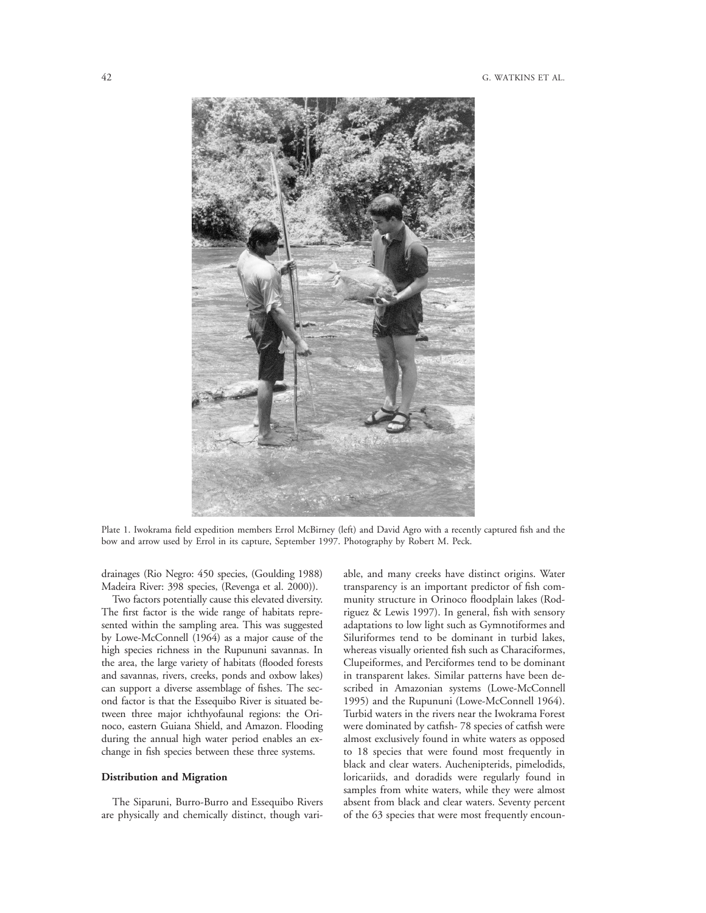Plate 1. Iwokrama field expedition members Errol McBirney (left) and David Agro with a recently captured fish and the bow and arrow used by Errol in its capture, September 1997. Photography by Robert M. Peck.

drainages (Rio Negro: 450 species, (Goulding 1988) Madeira River: 398 species, (Revenga et al. 2000)).

Two factors potentially cause this elevated diversity. The first factor is the wide range of habitats represented within the sampling area. This was suggested by Lowe-McConnell (1964) as a major cause of the high species richness in the Rupununi savannas. In the area, the large variety of habitats (flooded forests and savannas, rivers, creeks, ponds and oxbow lakes) can support a diverse assemblage of fishes. The second factor is that the Essequibo River is situated between three major ichthyofaunal regions: the Orinoco, eastern Guiana Shield, and Amazon. Flooding during the annual high water period enables an exchange in fish species between these three systems.

### Distribution and Migration

The Siparuni, Burro-Burro and Essequibo Rivers are physically and chemically distinct, though variable, and many creeks have distinct origins. Water transparency is an important predictor of fish community structure in Orinoco floodplain lakes (Rodriguez & Lewis 1997). In general, fish with sensory adaptations to low light such as Gymnotiformes and Siluriformes tend to be dominant in turbid lakes, whereas visually oriented fish such as Characiformes, Clupeiformes, and Perciformes tend to be dominant in transparent lakes. Similar patterns have been described in Amazonian systems (Lowe-McConnell 1995) and the Rupununi (Lowe-McConnell 1964). Turbid waters in the rivers near the Iwokrama Forest were dominated by catfish- 78 species of catfish were almost exclusively found in white waters as opposed to 18 species that were found most frequently in black and clear waters. Auchenipterids, pimelodids, loricariids, and doradids were regularly found in samples from white waters, while they were almost absent from black and clear waters. Seventy percent of the 63 species that were most frequently encoun-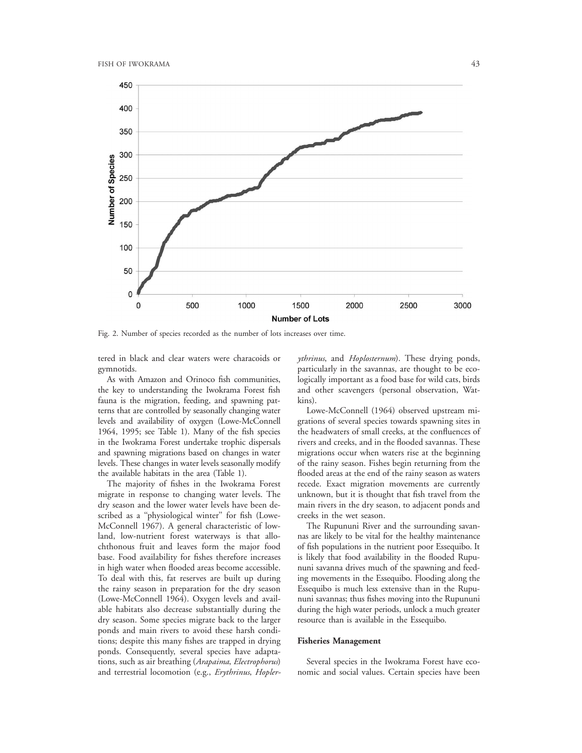Fig. 2. Number of species recorded as the number of lots increases over time.

tered in black and clear waters were characoids or gymnotids.

As with Amazon and Orinoco fish communities, the key to understanding the Iwokrama Forest fish fauna is the migration, feeding, and spawning patterns that are controlled by seasonally changing water levels and availability of oxygen (Lowe-McConnell 1964, 1995; see Table 1). Many of the fish species in the Iwokrama Forest undertake trophic dispersals and spawning migrations based on changes in water levels. These changes in water levels seasonally modify the available habitats in the area (Table 1).

The majority of fishes in the Iwokrama Forest migrate in response to changing water levels. The dry season and the lower water levels have been described as a "physiological winter" for fish (Lowe-McConnell 1967). A general characteristic of lowland, low-nutrient forest waterways is that allochthonous fruit and leaves form the major food base. Food availability for fishes therefore increases in high water when flooded areas become accessible. To deal with this, fat reserves are built up during the rainy season in preparation for the dry season (Lowe-McConnell 1964). Oxygen levels and available habitats also decrease substantially during the dry season. Some species migrate back to the larger ponds and main rivers to avoid these harsh conditions; despite this many fishes are trapped in drying ponds. Consequently, several species have adaptations, such as air breathing (*Arapaima*, *Electrophorus*) and terrestrial locomotion (e.g., *Erythrinus*, *Hoplerythrinus*, and *Hoplosternum*). These drying ponds, particularly in the savannas, are thought to be ecologically important as a food base for wild cats, birds and other scavengers (personal observation, Watkins).

Lowe-McConnell (1964) observed upstream migrations of several species towards spawning sites in the headwaters of small creeks, at the confluences of rivers and creeks, and in the flooded savannas. These migrations occur when waters rise at the beginning of the rainy season. Fishes begin returning from the flooded areas at the end of the rainy season as waters recede. Exact migration movements are currently unknown, but it is thought that fish travel from the main rivers in the dry season, to adjacent ponds and creeks in the wet season.

The Rupununi River and the surrounding savannas are likely to be vital for the healthy maintenance of fish populations in the nutrient poor Essequibo. It is likely that food availability in the flooded Rupununi savanna drives much of the spawning and feeding movements in the Essequibo. Flooding along the Essequibo is much less extensive than in the Rupununi savannas; thus fishes moving into the Rupununi during the high water periods, unlock a much greater resource than is available in the Essequibo.

**Fisheries Management**

Several species in the Iwokrama Forest have economic and social values. Certain species have been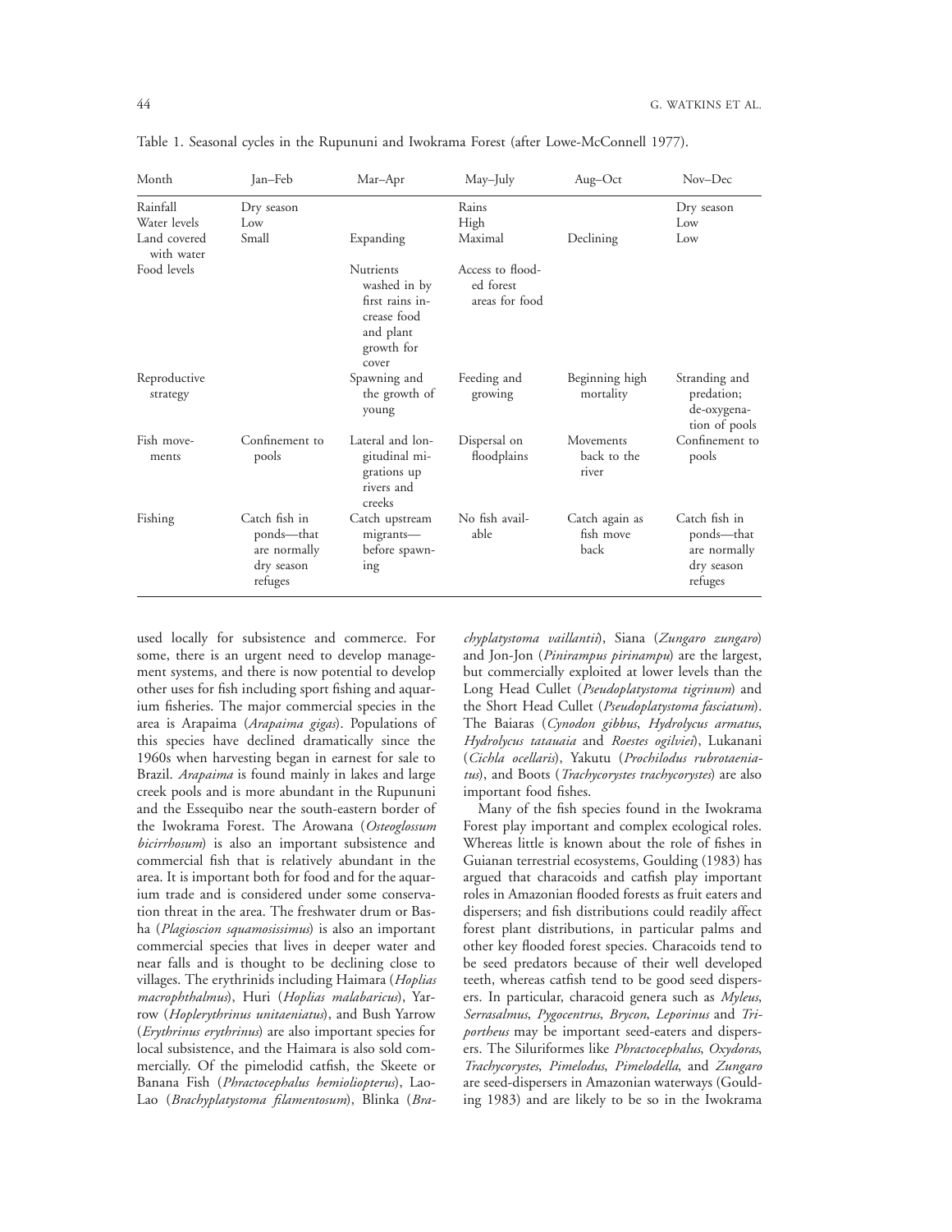Table 1. Seasonal cycles in the Rupununi and Iwokrama Forest (after Lowe-McConnell 1977).

| Month | Jan–Feb | Mar–Apr | May–July | Aug–Oct | Nov–Dec |
|---|---|---|---|---|---|
| Rainfall | Dry season | | Rains | | Dry season |
| Water levels | Low | | High | | Low |
| Land covered with water | Small | Expanding | Maximal | Declining | Low |
| Food levels | | Nutrients washed in by first rains increase food and plant growth for cover | Access to flooded forest areas for food | | |
| Reproductive strategy | | Spawning and the growth of young | Feeding and growing | Beginning high mortality | Stranding and predation; de-oxygenation of pools |
| Fish movements | Confinement to pools | Lateral and longitudinal migrations up rivers and creeks | Dispersal on floodplains | Movements back to the river | Confinement to pools |
| Fishing | Catch fish in ponds—that are normally dry season refuges | Catch upstream migrants—before spawning | No fish available | Catch again as fish move back | Catch fish in ponds—that are normally dry season refuges |

used locally for subsistence and commerce. For some, there is an urgent need to develop management systems, and there is now potential to develop other uses for fish including sport fishing and aquarium fisheries. The major commercial species in the area is Arapaima (*Arapaima gigas*). Populations of this species have declined dramatically since the 1960s when harvesting began in earnest for sale to Brazil. *Arapaima* is found mainly in lakes and large creek pools and is more abundant in the Rupununi and the Essequibo near the south-eastern border of the Iwokrama Forest. The Arowana (*Osteoglossum bicirrhosum*) is also an important subsistence and commercial fish that is relatively abundant in the area. It is important both for food and for the aquarium trade and is considered under some conservation threat in the area. The freshwater drum or Basha (*Plagioscion squamosissimus*) is also an important commercial species that lives in deeper water and near falls and is thought to be declining close to villages. The erythrinids including Haimara (*Hoplias macrophthalmus*), Huri (*Hoplias malabaricus*), Yarrow (*Hoplerythrinus unitaeniatus*), and Bush Yarrow (*Erythrinus erythrinus*) are also important species for local subsistence, and the Haimara is also sold commercially. Of the pimelodid catfish, the Skeete or Banana Fish (*Phractocephalus hemioliopterus*), Lao-Lao (*Brachyplatystoma filamentosum*), Blinka (*Brachyplatystoma vaillantii*), Siana (*Zungaro zungaro*) and Jon-Jon (*Pinirampus pirinampu*) are the largest, but commercially exploited at lower levels than the Long Head Cullet (*Pseudoplatystoma tigrinum*) and the Short Head Cullet (*Pseudoplatystoma fasciatum*). The Baiaras (*Cynodon gibbus*, *Hydrolycus armatus*, *Hydrolycus tatauaia* and *Roestes ogilviei*), Lukanani (*Cichla ocellaris*), Yakutu (*Prochilodus rubrotaeniatus*), and Boots (*Trachycorystes trachycorystes*) are also important food fishes.

Many of the fish species found in the Iwokrama Forest play important and complex ecological roles. Whereas little is known about the role of fishes in Guianan terrestrial ecosystems, Goulding (1983) has argued that characoids and catfish play important roles in Amazonian flooded forests as fruit eaters and dispersers; and fish distributions could readily affect forest plant distributions, in particular palms and other key flooded forest species. Characoids tend to be seed predators because of their well developed teeth, whereas catfish tend to be good seed dispersers. In particular, characoid genera such as *Myleus*, *Serrasalmus*, *Pygocentrus*, *Brycon*, *Leporinus* and *Triportheus* may be important seed-eaters and dispersers. The Siluriformes like *Phractocephalus*, *Oxydoras*, *Trachycorystes*, *Pimelodus*, *Pimelodella*, and *Zungaro* are seed-dispersers in Amazonian waterways (Goulding 1983) and are likely to be so in the Iwokrama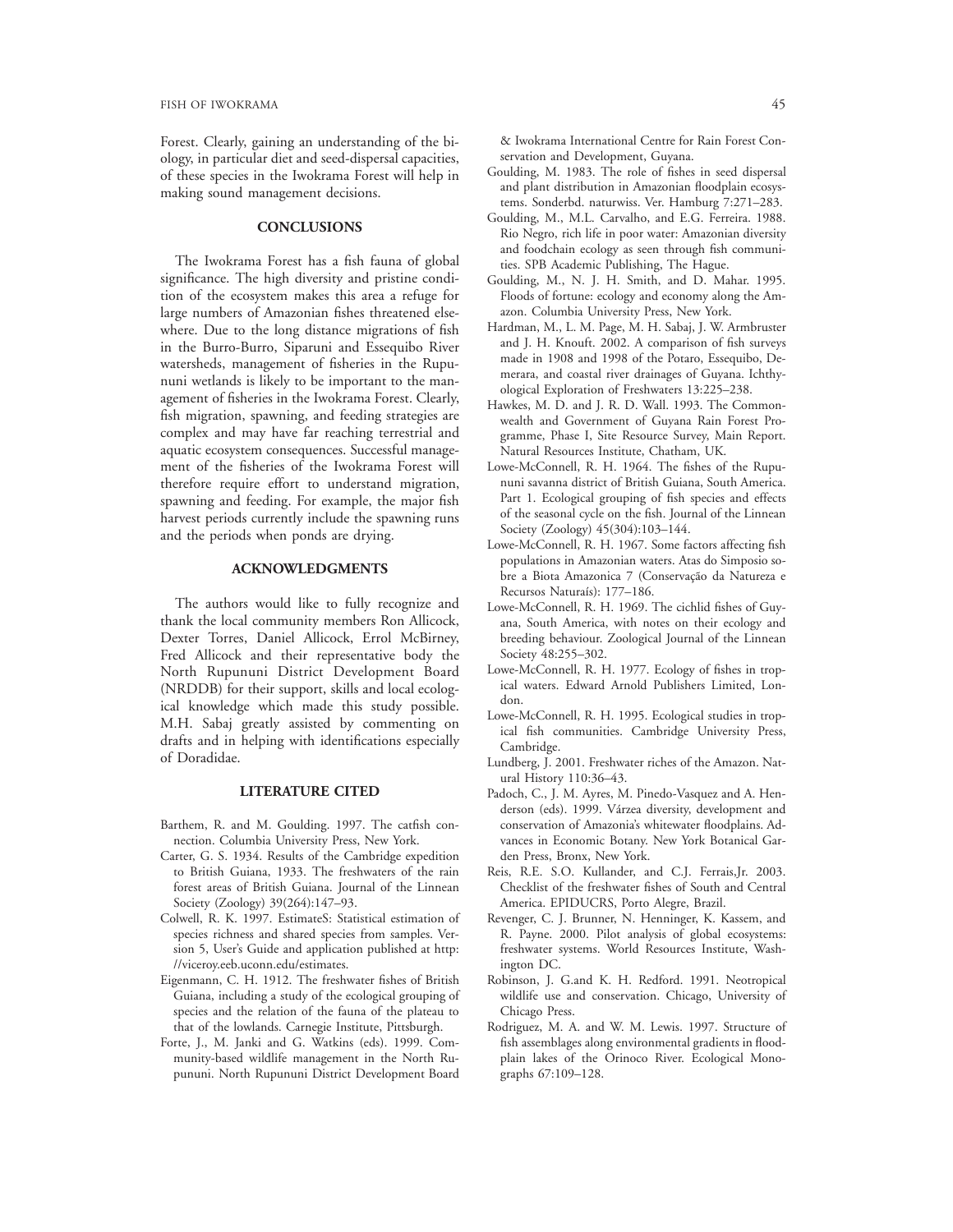Forest. Clearly, gaining an understanding of the biology, in particular diet and seed-dispersal capacities, of these species in the Iwokrama Forest will help in making sound management decisions.

## CONCLUSIONS

The Iwokrama Forest has a fish fauna of global significance. The high diversity and pristine condition of the ecosystem makes this area a refuge for large numbers of Amazonian fishes threatened elsewhere. Due to the long distance migrations of fish in the Burro-Burro, Siparuni and Essequibo River watersheds, management of fisheries in the Rupununi wetlands is likely to be important to the management of fisheries in the Iwokrama Forest. Clearly, fish migration, spawning, and feeding strategies are complex and may have far reaching terrestrial and aquatic ecosystem consequences. Successful management of the fisheries of the Iwokrama Forest will therefore require effort to understand migration, spawning and feeding. For example, the major fish harvest periods currently include the spawning runs and the periods when ponds are drying.

## ACKNOWLEDGMENTS

The authors would like to fully recognize and thank the local community members Ron Allicock, Dexter Torres, Daniel Allicock, Errol McBirney, Fred Allicock and their representative body the North Rupununi District Development Board (NRDDB) for their support, skills and local ecological knowledge which made this study possible. M.H. Sabaj greatly assisted by commenting on drafts and in helping with identifications especially of Doradidae.

## LITERATURE CITED

Barthem, R. and M. Goulding. 1997. The catfish connection. Columbia University Press, New York.

Carter, G. S. 1934. Results of the Cambridge expedition to British Guiana, 1933. The freshwaters of the rain forest areas of British Guiana. Journal of the Linnean Society (Zoology) 39(264):147–93.

Colwell, R. K. 1997. EstimateS: Statistical estimation of species richness and shared species from samples. Version 5, User's Guide and application published at http://viceroy.eeb.uconn.edu/estimates.

Eigenmann, C. H. 1912. The freshwater fishes of British Guiana, including a study of the ecological grouping of species and the relation of the fauna of the plateau to that of the lowlands. Carnegie Institute, Pittsburgh.

Forte, J., M. Janki and G. Watkins (eds). 1999. Community-based wildlife management in the North Rupununi. North Rupununi District Development Board & Iwokrama International Centre for Rain Forest Conservation and Development, Guyana.

Goulding, M. 1983. The role of fishes in seed dispersal and plant distribution in Amazonian floodplain ecosystems. Sonderbd. naturwiss. Ver. Hamburg 7:271–283.

Goulding, M., M.L. Carvalho, and E.G. Ferreira. 1988. Rio Negro, rich life in poor water: Amazonian diversity and foodchain ecology as seen through fish communities. SPB Academic Publishing, The Hague.

Goulding, M., N. J. H. Smith, and D. Mahar. 1995. Floods of fortune: ecology and economy along the Amazon. Columbia University Press, New York.

Hardman, M., L. M. Page, M. H. Sabaj, J. W. Armbruster and J. H. Knouft. 2002. A comparison of fish surveys made in 1908 and 1998 of the Potaro, Essequibo, Demerara, and coastal river drainages of Guyana. Ichthyological Exploration of Freshwaters 13:225–238.

Hawkes, M. D. and J. R. D. Wall. 1993. The Commonwealth and Government of Guyana Rain Forest Programme, Phase I, Site Resource Survey, Main Report. Natural Resources Institute, Chatham, UK.

Lowe-McConnell, R. H. 1964. The fishes of the Rupununi savanna district of British Guiana, South America. Part 1. Ecological grouping of fish species and effects of the seasonal cycle on the fish. Journal of the Linnean Society (Zoology) 45(304):103–144.

Lowe-McConnell, R. H. 1967. Some factors affecting fish populations in Amazonian waters. Atas do Simposio sobre a Biota Amazonica 7 (Conservação da Natureza e Recursos Naturaís): 177–186.

Lowe-McConnell, R. H. 1969. The cichlid fishes of Guyana, South America, with notes on their ecology and breeding behaviour. Zoological Journal of the Linnean Society 48:255–302.

Lowe-McConnell, R. H. 1977. Ecology of fishes in tropical waters. Edward Arnold Publishers Limited, London.

Lowe-McConnell, R. H. 1995. Ecological studies in tropical fish communities. Cambridge University Press, Cambridge.

Lundberg, J. 2001. Freshwater riches of the Amazon. Natural History 110:36–43.

Padoch, C., J. M. Ayres, M. Pinedo-Vasquez and A. Henderson (eds). 1999. Várzea diversity, development and conservation of Amazonia's whitewater floodplains. Advances in Economic Botany. New York Botanical Garden Press, Bronx, New York.

Reis, R.E. S.O. Kullander, and C.J. Ferrais,Jr. 2003. Checklist of the freshwater fishes of South and Central America. EPIDUCRS, Porto Alegre, Brazil.

Revenger, C. J. Brunner, N. Henninger, K. Kassem, and R. Payne. 2000. Pilot analysis of global ecosystems: freshwater systems. World Resources Institute, Washington DC.

Robinson, J. G.and K. H. Redford. 1991. Neotropical wildlife use and conservation. Chicago, University of Chicago Press.

Rodriguez, M. A. and W. M. Lewis. 1997. Structure of fish assemblages along environmental gradients in floodplain lakes of the Orinoco River. Ecological Monographs 67:109–128.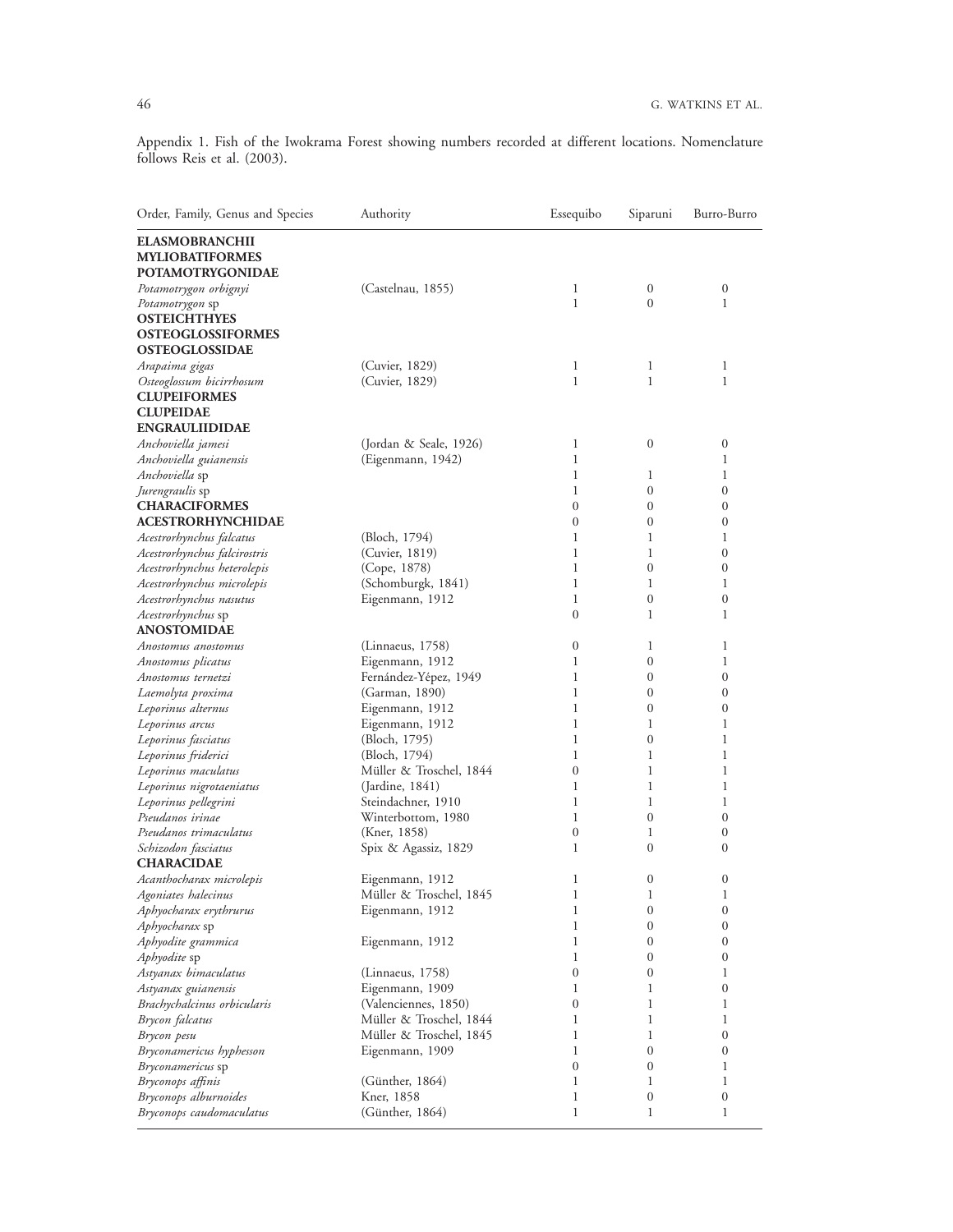Appendix 1. Fish of the Iwokrama Forest showing numbers recorded at different locations. Nomenclature follows Reis et al. (2003).

| Order, Family, Genus and Species | Authority | Essequibo | Siparuni | Burro-Burro |
|---|---|---|---|---|
| **ELASMOBRANCHII** | | | | |
| **MYLIOBATIFORMES** | | | | |
| **POTAMOTRYGONIDAE** | | | | |
| *Potamotrygon orbignyi* | (Castelnau, 1855) | 1 | 0 | 0 |
| *Potamotrygon* sp | | 1 | 0 | 1 |
| **OSTEICHTHYES** | | | | |
| **OSTEOGLOSSIFORMES** | | | | |
| **OSTEOGLOSSIDAE** | | | | |
| *Arapaima gigas* | (Cuvier, 1829) | 1 | 1 | 1 |
| *Osteoglossum bicirrhosum* | (Cuvier, 1829) | 1 | 1 | 1 |
| **CLUPEIFORMES** | | | | |
| **CLUPEIDAE** | | | | |
| **ENGRAULIIDIDAE** | | | | |
| *Anchoviella jamesi* | (Jordan & Seale, 1926) | 1 | 0 | 0 |
| *Anchoviella guianensis* | (Eigenmann, 1942) | 1 | | 1 |
| *Anchoviella* sp | | 1 | 1 | 1 |
| *Jurengraulis* sp | | 1 | 0 | 0 |
| **CHARACIFORMES** | | 0 | 0 | 0 |
| **ACESTRORHYNCHIDAE** | | 0 | 0 | 0 |
| *Acestrorhynchus falcatus* | (Bloch, 1794) | 1 | 1 | 1 |
| *Acestrorhynchus falcirostris* | (Cuvier, 1819) | 1 | 1 | 0 |
| *Acestrorhynchus heterolepis* | (Cope, 1878) | 1 | 0 | 0 |
| *Acestrorhynchus microlepis* | (Schomburgk, 1841) | 1 | 1 | 1 |
| *Acestrorhynchus nasutus* | Eigenmann, 1912 | 1 | 0 | 0 |
| *Acestrorhynchus* sp | | 0 | 1 | 1 |
| **ANOSTOMIDAE** | | | | |
| *Anostomus anostomus* | (Linnaeus, 1758) | 0 | 1 | 1 |
| *Anostomus plicatus* | Eigenmann, 1912 | 1 | 0 | 1 |
| *Anostomus ternetzi* | Fernández-Yépez, 1949 | 1 | 0 | 0 |
| *Laemolyta proxima* | (Garman, 1890) | 1 | 0 | 0 |
| *Leporinus alternus* | Eigenmann, 1912 | 1 | 0 | 0 |
| *Leporinus arcus* | Eigenmann, 1912 | 1 | 1 | 1 |
| *Leporinus fasciatus* | (Bloch, 1795) | 1 | 0 | 1 |
| *Leporinus friderici* | (Bloch, 1794) | 1 | 1 | 1 |
| *Leporinus maculatus* | Müller & Troschel, 1844 | 0 | 1 | 1 |
| *Leporinus nigrotaeniatus* | (Jardine, 1841) | 1 | 1 | 1 |
| *Leporinus pellegrini* | Steindachner, 1910 | 1 | 1 | 1 |
| *Pseudanos irinae* | Winterbottom, 1980 | 1 | 0 | 0 |
| *Pseudanos trimaculatus* | (Kner, 1858) | 0 | 1 | 0 |
| *Schizodon fasciatus* | Spix & Agassiz, 1829 | 1 | 0 | 0 |
| **CHARACIDAE** | | | | |
| *Acanthocharax microlepis* | Eigenmann, 1912 | 1 | 0 | 0 |
| *Agoniates halecinus* | Müller & Troschel, 1845 | 1 | 1 | 1 |
| *Aphyocharax erythrurus* | Eigenmann, 1912 | 1 | 0 | 0 |
| *Aphyocharax* sp | | 1 | 0 | 0 |
| *Aphyodite grammica* | Eigenmann, 1912 | 1 | 0 | 0 |
| *Aphyodite* sp | | 1 | 0 | 0 |
| *Astyanax bimaculatus* | (Linnaeus, 1758) | 0 | 0 | 1 |
| *Astyanax guianensis* | Eigenmann, 1909 | 1 | 1 | 0 |
| *Brachychalcinus orbicularis* | (Valenciennes, 1850) | 0 | 1 | 1 |
| *Brycon falcatus* | Müller & Troschel, 1844 | 1 | 1 | 1 |
| *Brycon pesu* | Müller & Troschel, 1845 | 1 | 1 | 0 |
| *Bryconamericus hyphesson* | Eigenmann, 1909 | 1 | 0 | 0 |
| *Bryconamericus* sp | | 0 | 0 | 1 |
| *Bryconops affinis* | (Günther, 1864) | 1 | 1 | 1 |
| *Bryconops alburnoides* | Kner, 1858 | 1 | 0 | 0 |
| *Bryconops caudomaculatus* | (Günther, 1864) | 1 | 1 | 1 |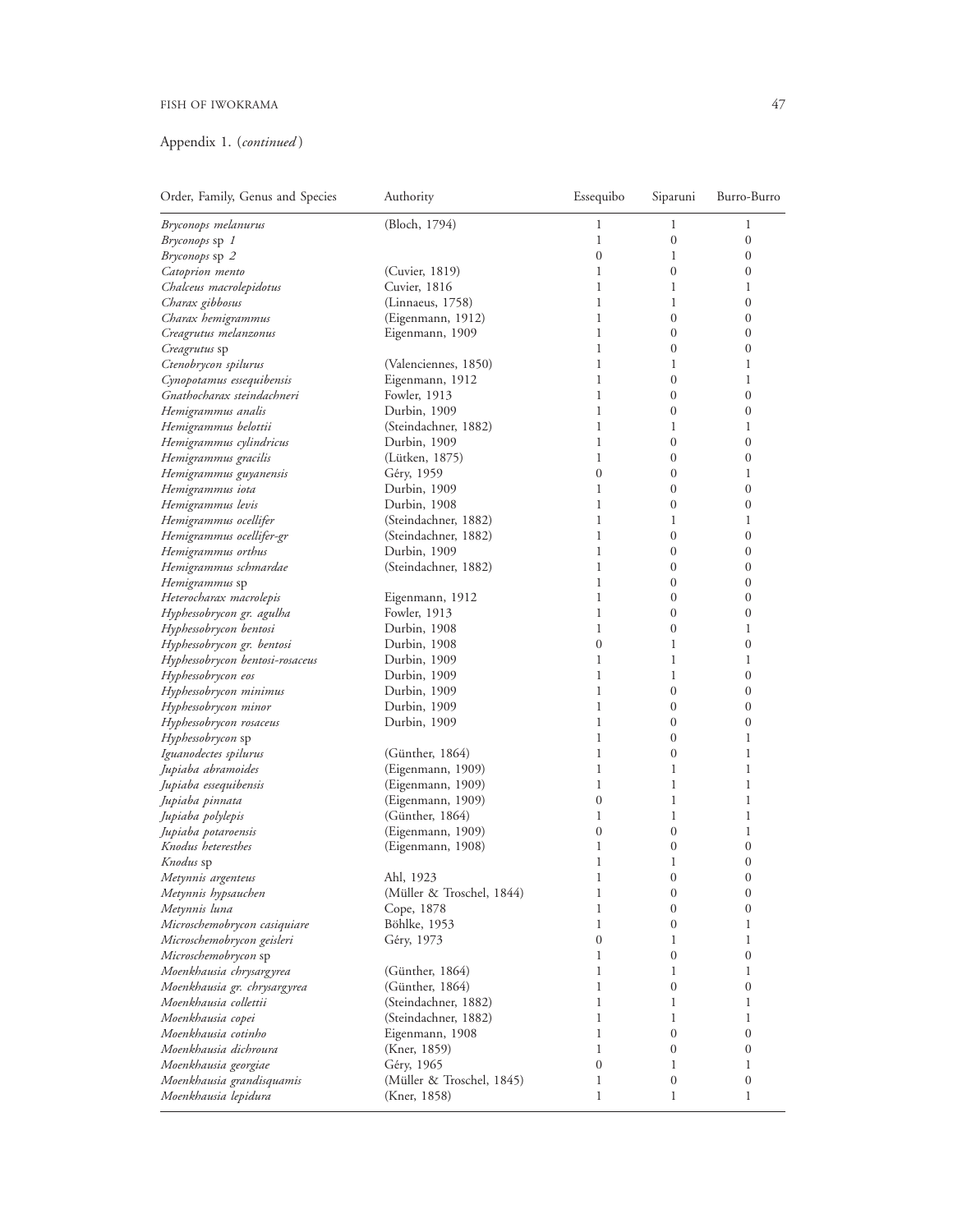Appendix 1. (*continued*)

| Order, Family, Genus and Species | Authority | Essequibo | Siparuni | Burro-Burro |
|---|---|---|---|---|
| *Bryconops melanurus* | (Bloch, 1794) | 1 | 1 | 1 |
| *Bryconops* sp *1* | | 1 | 0 | 0 |
| *Bryconops* sp *2* | | 0 | 1 | 0 |
| *Catoprion mento* | (Cuvier, 1819) | 1 | 0 | 0 |
| *Chalceus macrolepidotus* | Cuvier, 1816 | 1 | 1 | 1 |
| *Charax gibbosus* | (Linnaeus, 1758) | 1 | 1 | 0 |
| *Charax hemigrammus* | (Eigenmann, 1912) | 1 | 0 | 0 |
| *Creagrutus melanzonus* | Eigenmann, 1909 | 1 | 0 | 0 |
| *Creagrutus* sp | | 1 | 0 | 0 |
| *Ctenobrycon spilurus* | (Valenciennes, 1850) | 1 | 1 | 1 |
| *Cynopotamus essequibensis* | Eigenmann, 1912 | 1 | 0 | 1 |
| *Gnathocharax steindachneri* | Fowler, 1913 | 1 | 0 | 0 |
| *Hemigrammus analis* | Durbin, 1909 | 1 | 0 | 0 |
| *Hemigrammus belottii* | (Steindachner, 1882) | 1 | 1 | 1 |
| *Hemigrammus cylindricus* | Durbin, 1909 | 1 | 0 | 0 |
| *Hemigrammus gracilis* | (Lütken, 1875) | 1 | 0 | 0 |
| *Hemigrammus guyanensis* | Géry, 1959 | 0 | 0 | 1 |
| *Hemigrammus iota* | Durbin, 1909 | 1 | 0 | 0 |
| *Hemigrammus levis* | Durbin, 1908 | 1 | 0 | 0 |
| *Hemigrammus ocellifer* | (Steindachner, 1882) | 1 | 1 | 1 |
| *Hemigrammus ocellifer-gr* | (Steindachner, 1882) | 1 | 0 | 0 |
| *Hemigrammus orthus* | Durbin, 1909 | 1 | 0 | 0 |
| *Hemigrammus schmardae* | (Steindachner, 1882) | 1 | 0 | 0 |
| *Hemigrammus* sp | | 1 | 0 | 0 |
| *Heterocharax macrolepis* | Eigenmann, 1912 | 1 | 0 | 0 |
| *Hyphessobrycon gr. agulha* | Fowler, 1913 | 1 | 0 | 0 |
| *Hyphessobrycon bentosi* | Durbin, 1908 | 1 | 0 | 1 |
| *Hyphessobrycon gr. bentosi* | Durbin, 1908 | 0 | 1 | 0 |
| *Hyphessobrycon bentosi-rosaceus* | Durbin, 1909 | 1 | 1 | 1 |
| *Hyphessobrycon eos* | Durbin, 1909 | 1 | 1 | 0 |
| *Hyphessobrycon minimus* | Durbin, 1909 | 1 | 0 | 0 |
| *Hyphessobrycon minor* | Durbin, 1909 | 1 | 0 | 0 |
| *Hyphessobrycon rosaceus* | Durbin, 1909 | 1 | 0 | 0 |
| *Hyphessobrycon* sp | | 1 | 0 | 1 |
| *Iguanodectes spilurus* | (Günther, 1864) | 1 | 0 | 1 |
| *Jupiaba abramoides* | (Eigenmann, 1909) | 1 | 1 | 1 |
| *Jupiaba essequibensis* | (Eigenmann, 1909) | 1 | 1 | 1 |
| *Jupiaba pinnata* | (Eigenmann, 1909) | 0 | 1 | 1 |
| *Jupiaba polylepis* | (Günther, 1864) | 1 | 1 | 1 |
| *Jupiaba potaroensis* | (Eigenmann, 1909) | 0 | 0 | 1 |
| *Knodus heteresthes* | (Eigenmann, 1908) | 1 | 0 | 0 |
| *Knodus* sp | | 1 | 1 | 0 |
| *Metynnis argenteus* | Ahl, 1923 | 1 | 0 | 0 |
| *Metynnis hypsauchen* | (Müller & Troschel, 1844) | 1 | 0 | 0 |
| *Metynnis luna* | Cope, 1878 | 1 | 0 | 0 |
| *Microschemobrycon casiquiare* | Böhlke, 1953 | 1 | 0 | 1 |
| *Microschemobrycon geisleri* | Géry, 1973 | 0 | 1 | 1 |
| *Microschemobrycon* sp | | 1 | 0 | 0 |
| *Moenkhausia chrysargyrea* | (Günther, 1864) | 1 | 1 | 1 |
| *Moenkhausia gr. chrysargyrea* | (Günther, 1864) | 1 | 0 | 0 |
| *Moenkhausia collettii* | (Steindachner, 1882) | 1 | 1 | 1 |
| *Moenkhausia copei* | (Steindachner, 1882) | 1 | 1 | 1 |
| *Moenkhausia cotinho* | Eigenmann, 1908 | 1 | 0 | 0 |
| *Moenkhausia dichroura* | (Kner, 1859) | 1 | 0 | 0 |
| *Moenkhausia georgiae* | Géry, 1965 | 0 | 1 | 1 |
| *Moenkhausia grandisquamis* | (Müller & Troschel, 1845) | 1 | 0 | 0 |
| *Moenkhausia lepidura* | (Kner, 1858) | 1 | 1 | 1 |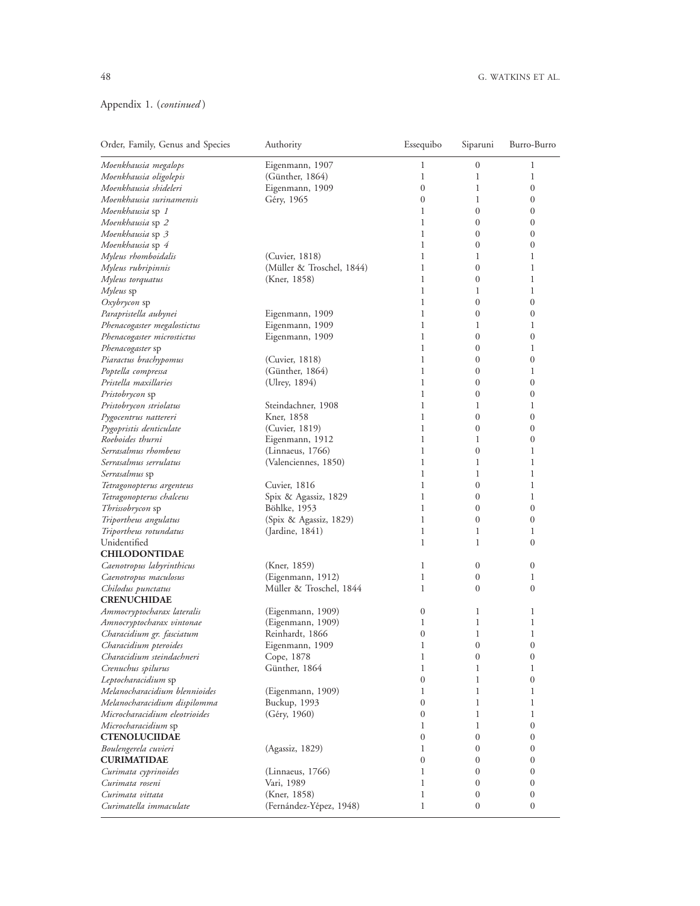Appendix 1. (*continued*)

| Order, Family, Genus and Species | Authority | Essequibo | Siparuni | Burro-Burro |
|---|---|---|---|---|
| *Moenkhausia megalops* | Eigenmann, 1907 | 1 | 0 | 1 |
| *Moenkhausia oligolepis* | (Günther, 1864) | 1 | 1 | 1 |
| *Moenkhausia shideleri* | Eigenmann, 1909 | 0 | 1 | 0 |
| *Moenkhausia surinamensis* | Géry, 1965 | 0 | 1 | 0 |
| *Moenkhausia* sp *1* | | 1 | 0 | 0 |
| *Moenkhausia* sp *2* | | 1 | 0 | 0 |
| *Moenkhausia* sp *3* | | 1 | 0 | 0 |
| *Moenkhausia* sp *4* | | 1 | 0 | 0 |
| *Myleus rhomboidalis* | (Cuvier, 1818) | 1 | 1 | 1 |
| *Myleus rubripinnis* | (Müller & Troschel, 1844) | 1 | 0 | 1 |
| *Myleus torquatus* | (Kner, 1858) | 1 | 0 | 1 |
| *Myleus* sp | | 1 | 1 | 1 |
| *Oxybrycon* sp | | 1 | 0 | 0 |
| *Parapristella aubynei* | Eigenmann, 1909 | 1 | 0 | 0 |
| *Phenacogaster megalostictus* | Eigenmann, 1909 | 1 | 1 | 1 |
| *Phenacogaster microstictus* | Eigenmann, 1909 | 1 | 0 | 0 |
| *Phenacogaster* sp | | 1 | 0 | 1 |
| *Piaractus brachypomus* | (Cuvier, 1818) | 1 | 0 | 0 |
| *Poptella compressa* | (Günther, 1864) | 1 | 0 | 1 |
| *Pristella maxillaries* | (Ulrey, 1894) | 1 | 0 | 0 |
| *Pristobrycon* sp | | 1 | 0 | 0 |
| *Pristobrycon striolatus* | Steindachner, 1908 | 1 | 1 | 1 |
| *Pygocentrus nattereri* | Kner, 1858 | 1 | 0 | 0 |
| *Pygopristis denticulate* | (Cuvier, 1819) | 1 | 0 | 0 |
| *Roeboides thurni* | Eigenmann, 1912 | 1 | 1 | 0 |
| *Serrasalmus rhombeus* | (Linnaeus, 1766) | 1 | 0 | 1 |
| *Serrasalmus serrulatus* | (Valenciennes, 1850) | 1 | 1 | 1 |
| *Serrasalmus* sp | | 1 | 1 | 1 |
| *Tetragonopterus argenteus* | Cuvier, 1816 | 1 | 0 | 1 |
| *Tetragonopterus chalceus* | Spix & Agassiz, 1829 | 1 | 0 | 1 |
| *Thrissobrycon* sp | Böhlke, 1953 | 1 | 0 | 0 |
| *Triportheus angulatus* | (Spix & Agassiz, 1829) | 1 | 0 | 0 |
| *Triportheus rotundatus* | (Jardine, 1841) | 1 | 1 | 1 |
| Unidentified | | 1 | 1 | 0 |
| **CHILODONTIDAE** | | | | |
| *Caenotropus labyrinthicus* | (Kner, 1859) | 1 | 0 | 0 |
| *Caenotropus maculosus* | (Eigenmann, 1912) | 1 | 0 | 1 |
| *Chilodus punctatus* | Müller & Troschel, 1844 | 1 | 0 | 0 |
| **CRENUCHIDAE** | | | | |
| *Ammocryptocharax lateralis* | (Eigenmann, 1909) | 0 | 1 | 1 |
| *Amnocryptocharax vintonae* | (Eigenmann, 1909) | 1 | 1 | 1 |
| *Characidium gr. fasciatum* | Reinhardt, 1866 | 0 | 1 | 1 |
| *Characidium pteroides* | Eigenmann, 1909 | 1 | 0 | 0 |
| *Characidium steindachneri* | Cope, 1878 | 1 | 0 | 0 |
| *Crenuchus spilurus* | Günther, 1864 | 1 | 1 | 1 |
| *Leptocharacidium* sp | | 0 | 1 | 0 |
| *Melanocharacidium blennioides* | (Eigenmann, 1909) | 1 | 1 | 1 |
| *Melanocharacidium dispilomma* | Buckup, 1993 | 0 | 1 | 1 |
| *Microcharacidium eleotrioides* | (Géry, 1960) | 0 | 1 | 1 |
| *Microcharacidium* sp | | 1 | 1 | 0 |
| **CTENOLUCIIDAE** | | 0 | 0 | 0 |
| *Boulengerela cuvieri* | (Agassiz, 1829) | 1 | 0 | 0 |
| **CURIMATIDAE** | | 0 | 0 | 0 |
| *Curimata cyprinoides* | (Linnaeus, 1766) | 1 | 0 | 0 |
| *Curimata roseni* | Vari, 1989 | 1 | 0 | 0 |
| *Curimata vittata* | (Kner, 1858) | 1 | 0 | 0 |
| *Curimatella immaculate* | (Fernández-Yépez, 1948) | 1 | 0 | 0 |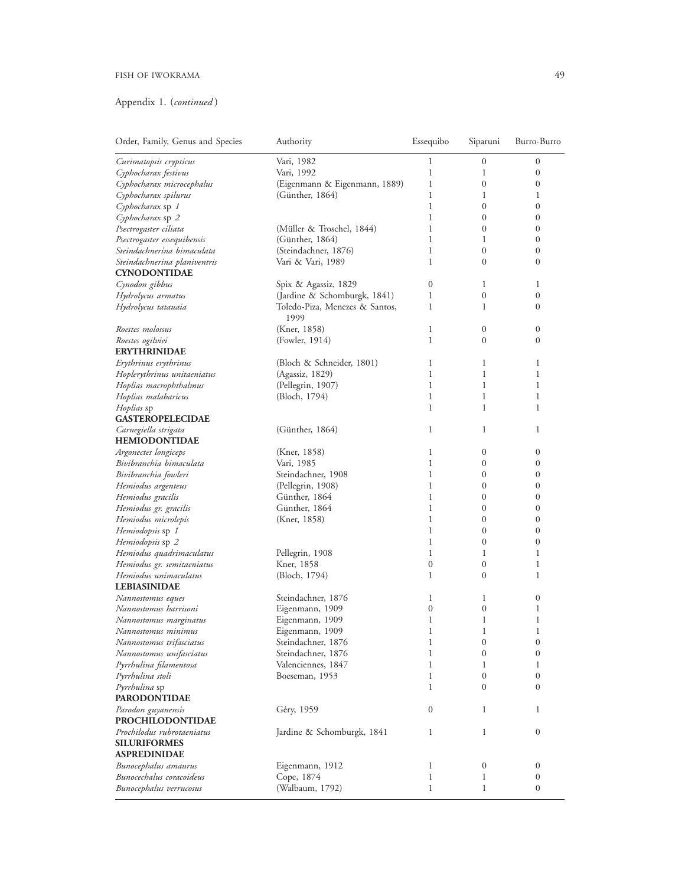Appendix 1. (*continued*)

| Order, Family, Genus and Species | Authority | Essequibo | Siparuni | Burro-Burro |
|---|---|---|---|---|
| *Curimatopsis crypticus* | Vari, 1982 | 1 | 0 | 0 |
| *Cyphocharax festivus* | Vari, 1992 | 1 | 1 | 0 |
| *Cyphocharax microcephalus* | (Eigenmann & Eigenmann, 1889) | 1 | 0 | 0 |
| *Cyphocharax spilurus* | (Günther, 1864) | 1 | 1 | 1 |
| *Cyphocharax* sp *1* | | 1 | 0 | 0 |
| *Cyphocharax* sp *2* | | 1 | 0 | 0 |
| *Psectrogaster ciliata* | (Müller & Troschel, 1844) | 1 | 0 | 0 |
| *Psectrogaster essequibensis* | (Günther, 1864) | 1 | 1 | 0 |
| *Steindachnerina bimaculata* | (Steindachner, 1876) | 1 | 0 | 0 |
| *Steindachnerina planiventris* | Vari & Vari, 1989 | 1 | 0 | 0 |
| **CYNODONTIDAE** | | | | |
| *Cynodon gibbus* | Spix & Agassiz, 1829 | 0 | 1 | 1 |
| *Hydrolycus armatus* | (Jardine & Schomburgk, 1841) | 1 | 0 | 0 |
| *Hydrolycus tatauaia* | Toledo-Piza, Menezes & Santos, 1999 | 1 | 1 | 0 |
| *Roestes molossus* | (Kner, 1858) | 1 | 0 | 0 |
| *Roestes ogilviei* | (Fowler, 1914) | 1 | 0 | 0 |
| **ERYTHRINIDAE** | | | | |
| *Erythrinus erythrinus* | (Bloch & Schneider, 1801) | 1 | 1 | 1 |
| *Hoplerythrinus unitaeniatus* | (Agassiz, 1829) | 1 | 1 | 1 |
| *Hoplias macrophthalmus* | (Pellegrin, 1907) | 1 | 1 | 1 |
| *Hoplias malabaricus* | (Bloch, 1794) | 1 | 1 | 1 |
| *Hoplias* sp | | 1 | 1 | 1 |
| **GASTEROPELECIDAE** | | | | |
| *Carnegiella strigata* | (Günther, 1864) | 1 | 1 | 1 |
| **HEMIODONTIDAE** | | | | |
| *Argonectes longiceps* | (Kner, 1858) | 1 | 0 | 0 |
| *Bivibranchia bimaculata* | Vari, 1985 | 1 | 0 | 0 |
| *Bivibranchia fowleri* | Steindachner, 1908 | 1 | 0 | 0 |
| *Hemiodus argenteus* | (Pellegrin, 1908) | 1 | 0 | 0 |
| *Hemiodus gracilis* | Günther, 1864 | 1 | 0 | 0 |
| *Hemiodus gr. gracilis* | Günther, 1864 | 1 | 0 | 0 |
| *Hemiodus microlepis* | (Kner, 1858) | 1 | 0 | 0 |
| *Hemiodopsis* sp *1* | | 1 | 0 | 0 |
| *Hemiodopsis* sp *2* | | 1 | 0 | 0 |
| *Hemiodus quadrimaculatus* | Pellegrin, 1908 | 1 | 1 | 1 |
| *Hemiodus gr. semitaeniatus* | Kner, 1858 | 0 | 0 | 1 |
| *Hemiodus unimaculatus* | (Bloch, 1794) | 1 | 0 | 1 |
| **LEBIASINIDAE** | | | | |
| *Nannostomus eques* | Steindachner, 1876 | 1 | 1 | 0 |
| *Nannostomus harrisoni* | Eigenmann, 1909 | 0 | 0 | 1 |
| *Nannostomus marginatus* | Eigenmann, 1909 | 1 | 1 | 1 |
| *Nannostomus minimus* | Eigenmann, 1909 | 1 | 1 | 1 |
| *Nannostomus trifasciatus* | Steindachner, 1876 | 1 | 0 | 0 |
| *Nannostomus unifasciatus* | Steindachner, 1876 | 1 | 0 | 0 |
| *Pyrrhulina filamentosa* | Valenciennes, 1847 | 1 | 1 | 1 |
| *Pyrrhulina stoli* | Boeseman, 1953 | 1 | 0 | 0 |
| *Pyrrhulina* sp | | 1 | 0 | 0 |
| **PARODONTIDAE** | | | | |
| *Parodon guyanensis* | Géry, 1959 | 0 | 1 | 1 |
| **PROCHILODONTIDAE** | | | | |
| *Prochilodus rubrotaeniatus* | Jardine & Schomburgk, 1841 | 1 | 1 | 0 |
| **SILURIFORMES** | | | | |
| **ASPREDINIDAE** | | | | |
| *Bunocephalus amaurus* | Eigenmann, 1912 | 1 | 0 | 0 |
| *Bunocechalus coracoideus* | Cope, 1874 | 1 | 1 | 0 |
| *Bunocephalus verrucosus* | (Walbaum, 1792) | 1 | 1 | 0 |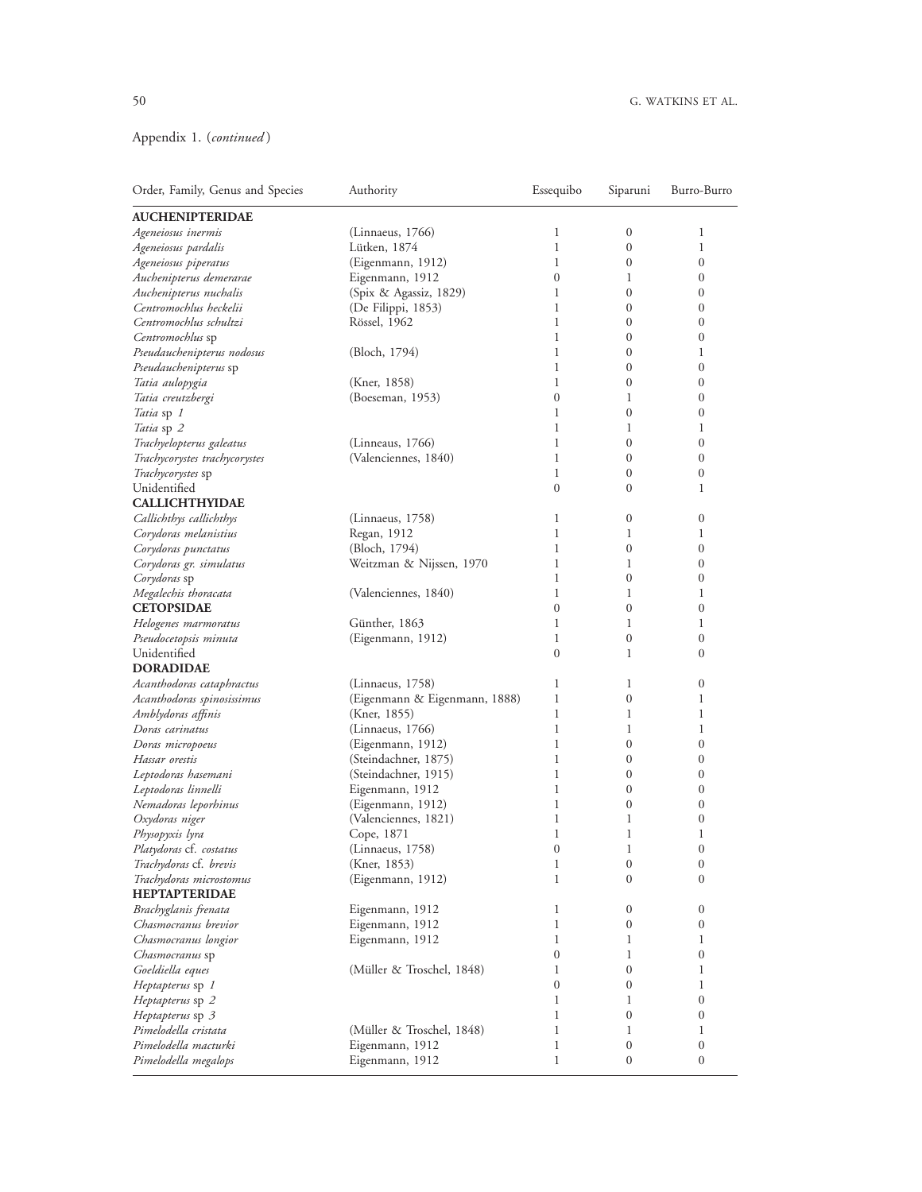Appendix 1. (*continued*)

| Order, Family, Genus and Species | Authority | Essequibo | Siparuni | Burro-Burro |
|---|---|---|---|---|
| **AUCHENIPTERIDAE** | | | | |
| *Ageneiosus inermis* | (Linnaeus, 1766) | 1 | 0 | 1 |
| *Ageneiosus pardalis* | Lütken, 1874 | 1 | 0 | 1 |
| *Ageneiosus piperatus* | (Eigenmann, 1912) | 1 | 0 | 0 |
| *Auchenipterus demerarae* | Eigenmann, 1912 | 0 | 1 | 0 |
| *Auchenipterus nuchalis* | (Spix & Agassiz, 1829) | 1 | 0 | 0 |
| *Centromochlus heckelii* | (De Filippi, 1853) | 1 | 0 | 0 |
| *Centromochlus schultzi* | Rössel, 1962 | 1 | 0 | 0 |
| *Centromochlus* sp | | 1 | 0 | 0 |
| *Pseudauchenipterus nodosus* | (Bloch, 1794) | 1 | 0 | 1 |
| *Pseudauchenipterus* sp | | 1 | 0 | 0 |
| *Tatia aulopygia* | (Kner, 1858) | 1 | 0 | 0 |
| *Tatia creutzbergi* | (Boeseman, 1953) | 0 | 1 | 0 |
| *Tatia* sp *1* | | 1 | 0 | 0 |
| *Tatia* sp *2* | | 1 | 1 | 1 |
| *Trachyelopterus galeatus* | (Linneaus, 1766) | 1 | 0 | 0 |
| *Trachycorystes trachycorystes* | (Valenciennes, 1840) | 1 | 0 | 0 |
| *Trachycorystes* sp | | 1 | 0 | 0 |
| Unidentified | | 0 | 0 | 1 |
| **CALLICHTHYIDAE** | | | | |
| *Callichthys callichthys* | (Linnaeus, 1758) | 1 | 0 | 0 |
| *Corydoras melanistius* | Regan, 1912 | 1 | 1 | 1 |
| *Corydoras punctatus* | (Bloch, 1794) | 1 | 0 | 0 |
| *Corydoras gr. simulatus* | Weitzman & Nijssen, 1970 | 1 | 1 | 0 |
| *Corydoras* sp | | 1 | 0 | 0 |
| *Megalechis thoracata* | (Valenciennes, 1840) | 1 | 1 | 1 |
| **CETOPSIDAE** | | 0 | 0 | 0 |
| *Helogenes marmoratus* | Günther, 1863 | 1 | 1 | 1 |
| *Pseudocetopsis minuta* | (Eigenmann, 1912) | 1 | 0 | 0 |
| Unidentified | | 0 | 1 | 0 |
| **DORADIDAE** | | | | |
| *Acanthodoras cataphractus* | (Linnaeus, 1758) | 1 | 1 | 0 |
| *Acanthodoras spinosissimus* | (Eigenmann & Eigenmann, 1888) | 1 | 0 | 1 |
| *Amblydoras affinis* | (Kner, 1855) | 1 | 1 | 1 |
| *Doras carinatus* | (Linnaeus, 1766) | 1 | 1 | 1 |
| *Doras micropoeus* | (Eigenmann, 1912) | 1 | 0 | 0 |
| *Hassar orestis* | (Steindachner, 1875) | 1 | 0 | 0 |
| *Leptodoras hasemani* | (Steindachner, 1915) | 1 | 0 | 0 |
| *Leptodoras linnelli* | Eigenmann, 1912 | 1 | 0 | 0 |
| *Nemadoras leporhinus* | (Eigenmann, 1912) | 1 | 0 | 0 |
| *Oxydoras niger* | (Valenciennes, 1821) | 1 | 1 | 0 |
| *Physopyxis lyra* | Cope, 1871 | 1 | 1 | 1 |
| *Platydoras* cf. *costatus* | (Linnaeus, 1758) | 0 | 1 | 0 |
| *Trachydoras* cf. *brevis* | (Kner, 1853) | 1 | 0 | 0 |
| *Trachydoras microstomus* | (Eigenmann, 1912) | 1 | 0 | 0 |
| **HEPTAPTERIDAE** | | | | |
| *Brachyglanis frenata* | Eigenmann, 1912 | 1 | 0 | 0 |
| *Chasmocranus brevior* | Eigenmann, 1912 | 1 | 0 | 0 |
| *Chasmocranus longior* | Eigenmann, 1912 | 1 | 1 | 1 |
| *Chasmocranus* sp | | 0 | 1 | 0 |
| *Goeldiella eques* | (Müller & Troschel, 1848) | 1 | 0 | 1 |
| *Heptapterus* sp *1* | | 0 | 0 | 1 |
| *Heptapterus* sp *2* | | 1 | 1 | 0 |
| *Heptapterus* sp *3* | | 1 | 0 | 0 |
| *Pimelodella cristata* | (Müller & Troschel, 1848) | 1 | 1 | 1 |
| *Pimelodella macturki* | Eigenmann, 1912 | 1 | 0 | 0 |
| *Pimelodella megalops* | Eigenmann, 1912 | 1 | 0 | 0 |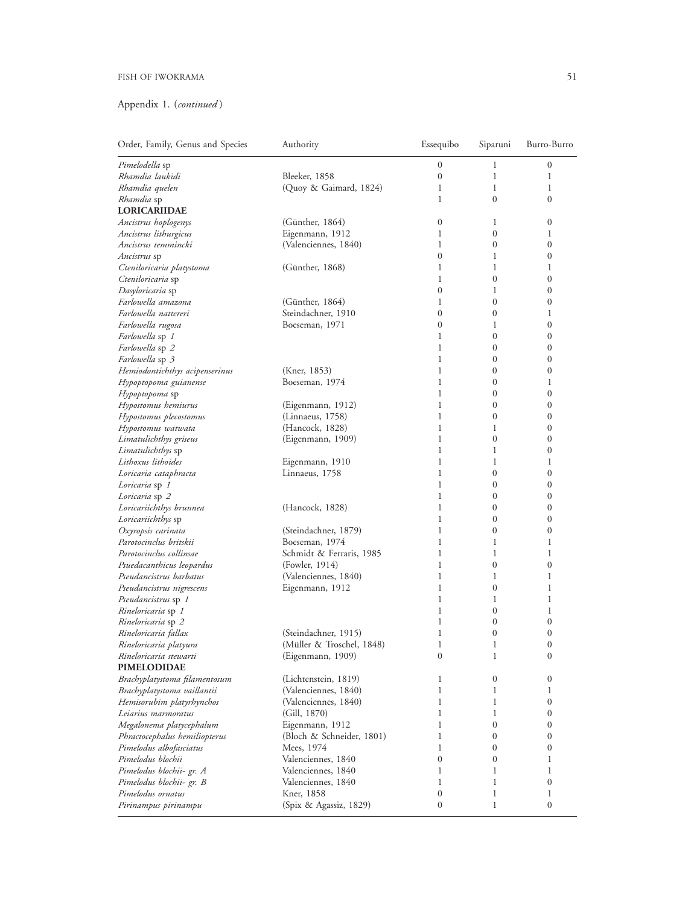Appendix 1. (*continued*)

| Order, Family, Genus and Species | Authority | Essequibo | Siparuni | Burro-Burro |
|---|---|---|---|---|
| *Pimelodella* sp | | 0 | 1 | 0 |
| *Rhamdia laukidi* | Bleeker, 1858 | 0 | 1 | 1 |
| *Rhamdia quelen* | (Quoy & Gaimard, 1824) | 1 | 1 | 1 |
| *Rhamdia* sp | | 1 | 0 | 0 |
| **LORICARIIDAE** | | | | |
| *Ancistrus hoplogenys* | (Günther, 1864) | 0 | 1 | 0 |
| *Ancistrus lithurgicus* | Eigenmann, 1912 | 1 | 0 | 1 |
| *Ancistrus temmincki* | (Valenciennes, 1840) | 1 | 0 | 0 |
| *Ancistrus* sp | | 0 | 1 | 0 |
| *Cteniloricaria platystoma* | (Günther, 1868) | 1 | 1 | 1 |
| *Cteniloricaria* sp | | 1 | 0 | 0 |
| *Dasyloricaria* sp | | 0 | 1 | 0 |
| *Farlowella amazona* | (Günther, 1864) | 1 | 0 | 0 |
| *Farlowella nattereri* | Steindachner, 1910 | 0 | 0 | 1 |
| *Farlowella rugosa* | Boeseman, 1971 | 0 | 1 | 0 |
| *Farlowella* sp *1* | | 1 | 0 | 0 |
| *Farlowella* sp *2* | | 1 | 0 | 0 |
| *Farlowella* sp *3* | | 1 | 0 | 0 |
| *Hemiodontichthys acipenserinus* | (Kner, 1853) | 1 | 0 | 0 |
| *Hypoptopoma guianense* | Boeseman, 1974 | 1 | 0 | 1 |
| *Hypoptopoma* sp | | 1 | 0 | 0 |
| *Hypostomus hemiurus* | (Eigenmann, 1912) | 1 | 0 | 0 |
| *Hypostomus plecostomus* | (Linnaeus, 1758) | 1 | 0 | 0 |
| *Hypostomus watwata* | (Hancock, 1828) | 1 | 1 | 0 |
| *Limatulichthys griseus* | (Eigenmann, 1909) | 1 | 0 | 0 |
| *Limatulichthys* sp | | 1 | 1 | 0 |
| *Lithoxus lithoides* | Eigenmann, 1910 | 1 | 1 | 1 |
| *Loricaria cataphracta* | Linnaeus, 1758 | 1 | 0 | 0 |
| *Loricaria* sp *1* | | 1 | 0 | 0 |
| *Loricaria* sp *2* | | 1 | 0 | 0 |
| *Loricariichthys brunnea* | (Hancock, 1828) | 1 | 0 | 0 |
| *Loricariichthys* sp | | 1 | 0 | 0 |
| *Oxyropsis carinata* | (Steindachner, 1879) | 1 | 0 | 0 |
| *Parotocinclus britskii* | Boeseman, 1974 | 1 | 1 | 1 |
| *Parotocinclus collinsae* | Schmidt & Ferraris, 1985 | 1 | 1 | 1 |
| *Psuedacanthicus leopardus* | (Fowler, 1914) | 1 | 0 | 0 |
| *Pseudancistrus barbatus* | (Valenciennes, 1840) | 1 | 1 | 1 |
| *Pseudancistrus nigrescens* | Eigenmann, 1912 | 1 | 0 | 1 |
| *Pseudancistrus* sp *1* | | 1 | 1 | 1 |
| *Rineloricaria* sp *1* | | 1 | 0 | 1 |
| *Rineloricaria* sp *2* | | 1 | 0 | 0 |
| *Rineloricaria fallax* | (Steindachner, 1915) | 1 | 0 | 0 |
| *Rineloricaria platyura* | (Müller & Troschel, 1848) | 1 | 1 | 0 |
| *Rineloricaria stewarti* | (Eigenmann, 1909) | 0 | 1 | 0 |
| **PIMELODIDAE** | | | | |
| *Brachyplatystoma filamentosum* | (Lichtenstein, 1819) | 1 | 0 | 0 |
| *Brachyplatystoma vaillantii* | (Valenciennes, 1840) | 1 | 1 | 1 |
| *Hemisorubim platyrhynchos* | (Valenciennes, 1840) | 1 | 1 | 0 |
| *Leiarius marmoratus* | (Gill, 1870) | 1 | 1 | 0 |
| *Megalonema platycephalum* | Eigenmann, 1912 | 1 | 0 | 0 |
| *Phractocephalus hemiliopterus* | (Bloch & Schneider, 1801) | 1 | 0 | 0 |
| *Pimelodus albofasciatus* | Mees, 1974 | 1 | 0 | 0 |
| *Pimelodus blochii* | Valenciennes, 1840 | 0 | 0 | 1 |
| *Pimelodus blochii- gr. A* | Valenciennes, 1840 | 1 | 1 | 1 |
| *Pimelodus blochii- gr. B* | Valenciennes, 1840 | 1 | 1 | 0 |
| *Pimelodus ornatus* | Kner, 1858 | 0 | 1 | 1 |
| *Pirinampus pirinampu* | (Spix & Agassiz, 1829) | 0 | 1 | 0 |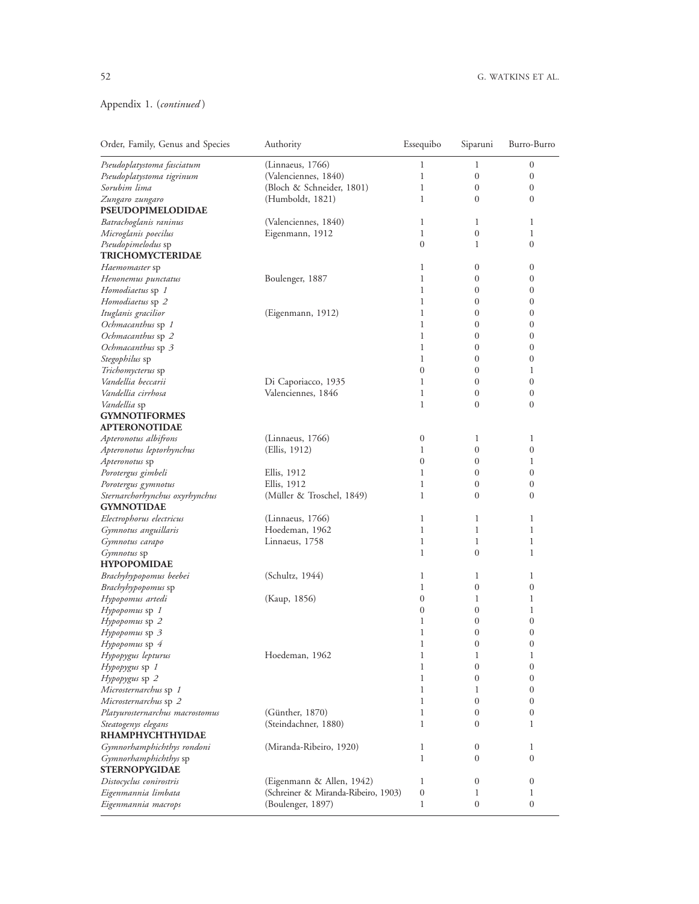Appendix 1. (*continued*)

| Order, Family, Genus and Species | Authority | Essequibo | Siparuni | Burro-Burro |
|---|---|---|---|---|
| *Pseudoplatystoma fasciatum* | (Linnaeus, 1766) | 1 | 1 | 0 |
| *Pseudoplatystoma tigrinum* | (Valenciennes, 1840) | 1 | 0 | 0 |
| *Sorubim lima* | (Bloch & Schneider, 1801) | 1 | 0 | 0 |
| *Zungaro zungaro* | (Humboldt, 1821) | 1 | 0 | 0 |
| **PSEUDOPIMELODIDAE** | | | | |
| *Batrachoglanis raninus* | (Valenciennes, 1840) | 1 | 1 | 1 |
| *Microglanis poecilus* | Eigenmann, 1912 | 1 | 0 | 1 |
| *Pseudopimelodus* sp | | 0 | 1 | 0 |
| **TRICHOMYCTERIDAE** | | | | |
| *Haemomaster* sp | | 1 | 0 | 0 |
| *Henonemus punctatus* | Boulenger, 1887 | 1 | 0 | 0 |
| *Homodiaetus* sp *1* | | 1 | 0 | 0 |
| *Homodiaetus* sp *2* | | 1 | 0 | 0 |
| *Ituglanis gracilior* | (Eigenmann, 1912) | 1 | 0 | 0 |
| *Ochmacanthus* sp *1* | | 1 | 0 | 0 |
| *Ochmacanthus* sp *2* | | 1 | 0 | 0 |
| *Ochmacanthus* sp *3* | | 1 | 0 | 0 |
| *Stegophilus* sp | | 1 | 0 | 0 |
| *Trichomycterus* sp | | 0 | 0 | 1 |
| *Vandellia beccarii* | Di Caporiacco, 1935 | 1 | 0 | 0 |
| *Vandellia cirrhosa* | Valenciennes, 1846 | 1 | 0 | 0 |
| *Vandellia* sp | | 1 | 0 | 0 |
| **GYMNOTIFORMES** | | | | |
| **APTERONOTIDAE** | | | | |
| *Apteronotus albifrons* | (Linnaeus, 1766) | 0 | 1 | 1 |
| *Apteronotus leptorhynchus* | (Ellis, 1912) | 1 | 0 | 0 |
| *Apteronotus* sp | | 0 | 0 | 1 |
| *Porotergus gimbeli* | Ellis, 1912 | 1 | 0 | 0 |
| *Porotergus gymnotus* | Ellis, 1912 | 1 | 0 | 0 |
| *Sternarchorhynchus oxyrhynchus* | (Müller & Troschel, 1849) | 1 | 0 | 0 |
| **GYMNOTIDAE** | | | | |
| *Electrophorus electricus* | (Linnaeus, 1766) | 1 | 1 | 1 |
| *Gymnotus anguillaris* | Hoedeman, 1962 | 1 | 1 | 1 |
| *Gymnotus carapo* | Linnaeus, 1758 | 1 | 1 | 1 |
| *Gymnotus* sp | | 1 | 0 | 1 |
| **HYPOPOMIDAE** | | | | |
| *Brachyhypopomus beebei* | (Schultz, 1944) | 1 | 1 | 1 |
| *Brachyhypopomus* sp | | 1 | 0 | 0 |
| *Hypopomus artedi* | (Kaup, 1856) | 0 | 1 | 1 |
| *Hypopomus* sp *1* | | 0 | 0 | 1 |
| *Hypopomus* sp *2* | | 1 | 0 | 0 |
| *Hypopomus* sp *3* | | 1 | 0 | 0 |
| *Hypopomus* sp *4* | | 1 | 0 | 0 |
| *Hypopygus lepturus* | Hoedeman, 1962 | 1 | 1 | 1 |
| *Hypopygus* sp *1* | | 1 | 0 | 0 |
| *Hypopygus* sp *2* | | 1 | 0 | 0 |
| *Microsternarchus* sp *1* | | 1 | 1 | 0 |
| *Microsternarchus* sp *2* | | 1 | 0 | 0 |
| *Platyurosternarchus macrostomus* | (Günther, 1870) | 1 | 0 | 0 |
| *Steatogenys elegans* | (Steindachner, 1880) | 1 | 0 | 1 |
| **RHAMPHYCHTHYIDAE** | | | | |
| *Gymnorhamphichthys rondoni* | (Miranda-Ribeiro, 1920) | 1 | 0 | 1 |
| *Gymnorhamphichthys* sp | | 1 | 0 | 0 |
| **STERNOPYGIDAE** | | | | |
| *Distocyclus conirostris* | (Eigenmann & Allen, 1942) | 1 | 0 | 0 |
| *Eigenmannia limbata* | (Schreiner & Miranda-Ribeiro, 1903) | 0 | 1 | 1 |
| *Eigenmannia macrops* | (Boulenger, 1897) | 1 | 0 | 0 |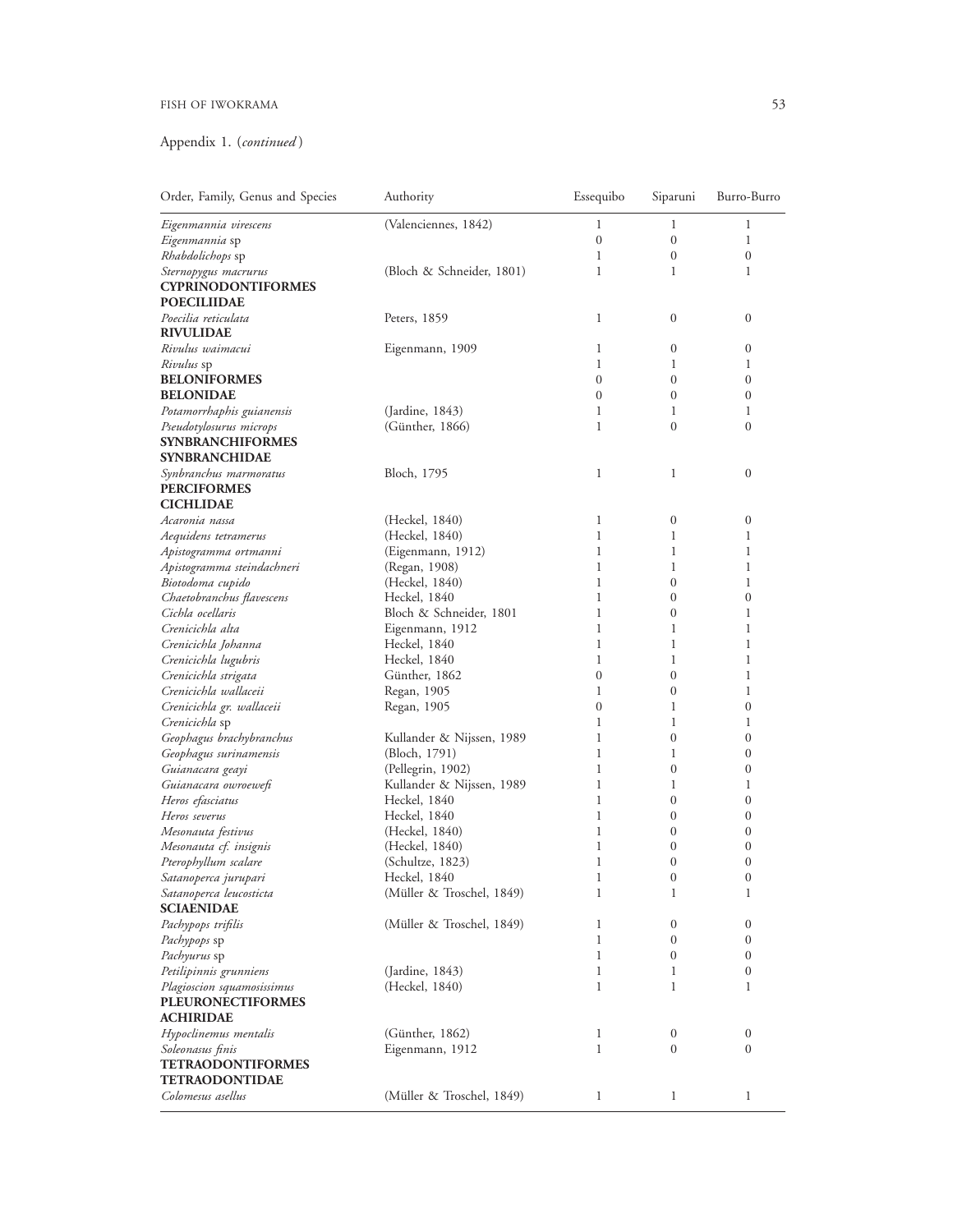Appendix 1. (*continued*)

| Order, Family, Genus and Species | Authority | Essequibo | Siparuni | Burro-Burro |
|---|---|---|---|---|
| *Eigenmannia virescens* | (Valenciennes, 1842) | 1 | 1 | 1 |
| *Eigenmannia* sp | | 0 | 0 | 1 |
| *Rhabdolichops* sp | | 1 | 0 | 0 |
| *Sternopygus macrurus* | (Bloch & Schneider, 1801) | 1 | 1 | 1 |
| **CYPRINODONTIFORMES** | | | | |
| **POECILIIDAE** | | | | |
| *Poecilia reticulata* | Peters, 1859 | 1 | 0 | 0 |
| **RIVULIDAE** | | | | |
| *Rivulus waimacui* | Eigenmann, 1909 | 1 | 0 | 0 |
| *Rivulus* sp | | 1 | 1 | 1 |
| **BELONIFORMES** | | 0 | 0 | 0 |
| **BELONIDAE** | | 0 | 0 | 0 |
| *Potamorrhaphis guianensis* | (Jardine, 1843) | 1 | 1 | 1 |
| *Pseudotylosurus microps* | (Günther, 1866) | 1 | 0 | 0 |
| **SYNBRANCHIFORMES** | | | | |
| **SYNBRANCHIDAE** | | | | |
| *Synbranchus marmoratus* | Bloch, 1795 | 1 | 1 | 0 |
| **PERCIFORMES** | | | | |
| **CICHLIDAE** | | | | |
| *Acaronia nassa* | (Heckel, 1840) | 1 | 0 | 0 |
| *Aequidens tetramerus* | (Heckel, 1840) | 1 | 1 | 1 |
| *Apistogramma ortmanni* | (Eigenmann, 1912) | 1 | 1 | 1 |
| *Apistogramma steindachneri* | (Regan, 1908) | 1 | 1 | 1 |
| *Biotodoma cupido* | (Heckel, 1840) | 1 | 0 | 1 |
| *Chaetobranchus flavescens* | Heckel, 1840 | 1 | 0 | 0 |
| *Cichla ocellaris* | Bloch & Schneider, 1801 | 1 | 0 | 1 |
| *Crenicichla alta* | Eigenmann, 1912 | 1 | 1 | 1 |
| *Crenicichla Johanna* | Heckel, 1840 | 1 | 1 | 1 |
| *Crenicichla lugubris* | Heckel, 1840 | 1 | 1 | 1 |
| *Crenicichla strigata* | Günther, 1862 | 0 | 0 | 1 |
| *Crenicichla wallaceii* | Regan, 1905 | 1 | 0 | 1 |
| *Crenicichla gr. wallaceii* | Regan, 1905 | 0 | 1 | 0 |
| *Crenicichla* sp | | 1 | 1 | 1 |
| *Geophagus brachybranchus* | Kullander & Nijssen, 1989 | 1 | 0 | 0 |
| *Geophagus surinamensis* | (Bloch, 1791) | 1 | 1 | 0 |
| *Guianacara geayi* | (Pellegrin, 1902) | 1 | 0 | 0 |
| *Guianacara owroewefi* | Kullander & Nijssen, 1989 | 1 | 1 | 1 |
| *Heros efasciatus* | Heckel, 1840 | 1 | 0 | 0 |
| *Heros severus* | Heckel, 1840 | 1 | 0 | 0 |
| *Mesonauta festivus* | (Heckel, 1840) | 1 | 0 | 0 |
| *Mesonauta cf. insignis* | (Heckel, 1840) | 1 | 0 | 0 |
| *Pterophyllum scalare* | (Schultze, 1823) | 1 | 0 | 0 |
| *Satanoperca jurupari* | Heckel, 1840 | 1 | 0 | 0 |
| *Satanoperca leucosticta* | (Müller & Troschel, 1849) | 1 | 1 | 1 |
| **SCIAENIDAE** | | | | |
| *Pachypops trifilis* | (Müller & Troschel, 1849) | 1 | 0 | 0 |
| *Pachypops* sp | | 1 | 0 | 0 |
| *Pachyurus* sp | | 1 | 0 | 0 |
| *Petilipinnis grunniens* | (Jardine, 1843) | 1 | 1 | 0 |
| *Plagioscion squamosissimus* | (Heckel, 1840) | 1 | 1 | 1 |
| **PLEURONECTIFORMES** | | | | |
| **ACHIRIDAE** | | | | |
| *Hypoclinemus mentalis* | (Günther, 1862) | 1 | 0 | 0 |
| *Soleonasus finis* | Eigenmann, 1912 | 1 | 0 | 0 |
| **TETRAODONTIFORMES** | | | | |
| **TETRAODONTIDAE** | | | | |
| *Colomesus asellus* | (Müller & Troschel, 1849) | 1 | 1 | 1 |